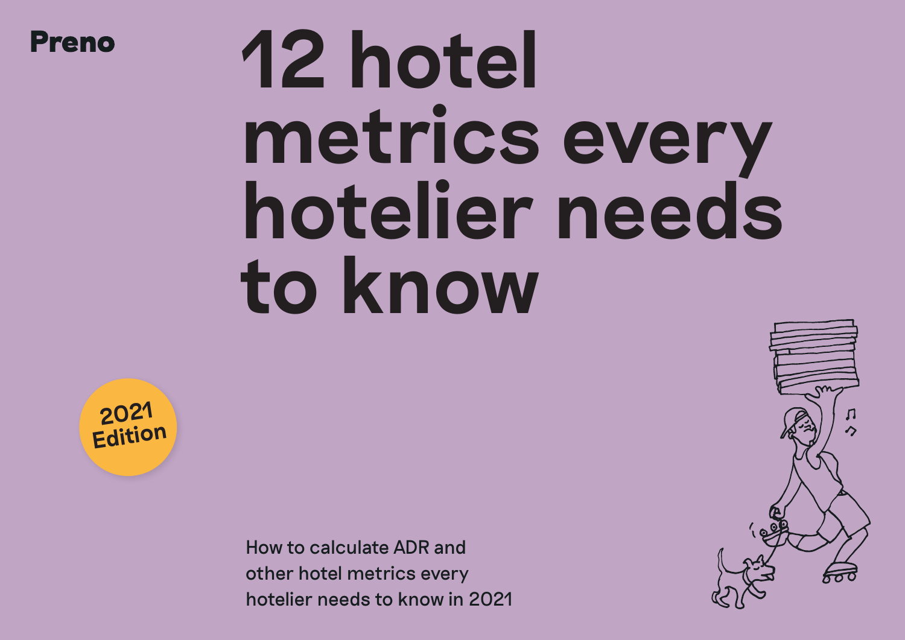Preno

# 12 hotel metrics every hotelier needs to know

2021 Edition

How to calculate ADR and other hotel metrics every hotelier needs to know in 2021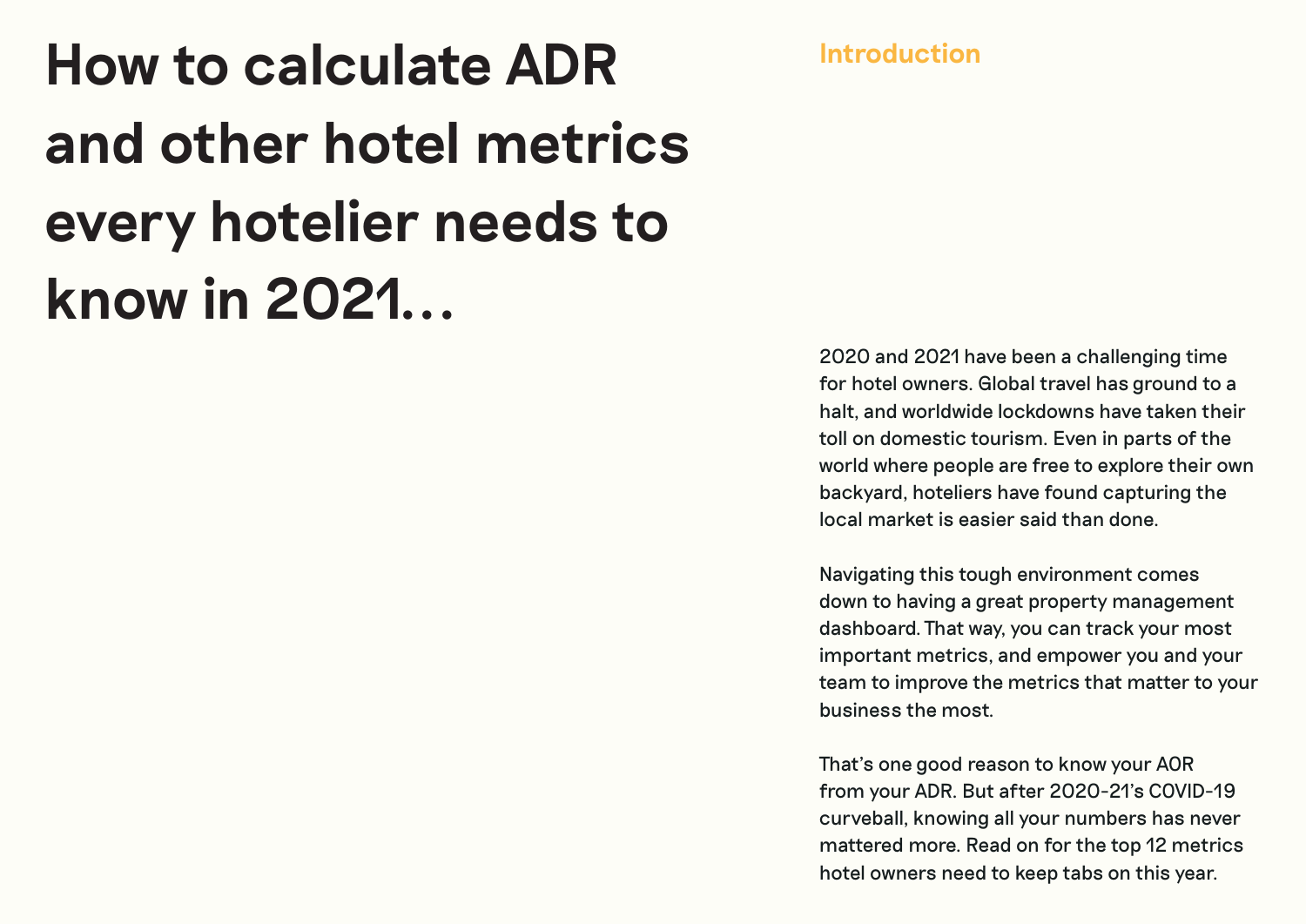# How to calculate ADR and other hotel metrics every hotelier needs to know in 2021…

## Introduction

2020 and 2021 have been a challenging time for hotel owners. Global travel has ground to a halt, and worldwide lockdowns have taken their toll on domestic tourism. Even in parts of the world where people are free to explore their own backyard, hoteliers have found capturing the local market is easier said than done.

Navigating this tough environment comes down to having a great property management dashboard. That way, you can track your most important metrics, and empower you and your team to improve the metrics that matter to your business the most.

That's one good reason to know your AOR from your ADR. But after 2020-21's COVID-19 curveball, knowing all your numbers has never mattered more. Read on for the top 12 metrics hotel owners need to keep tabs on this year.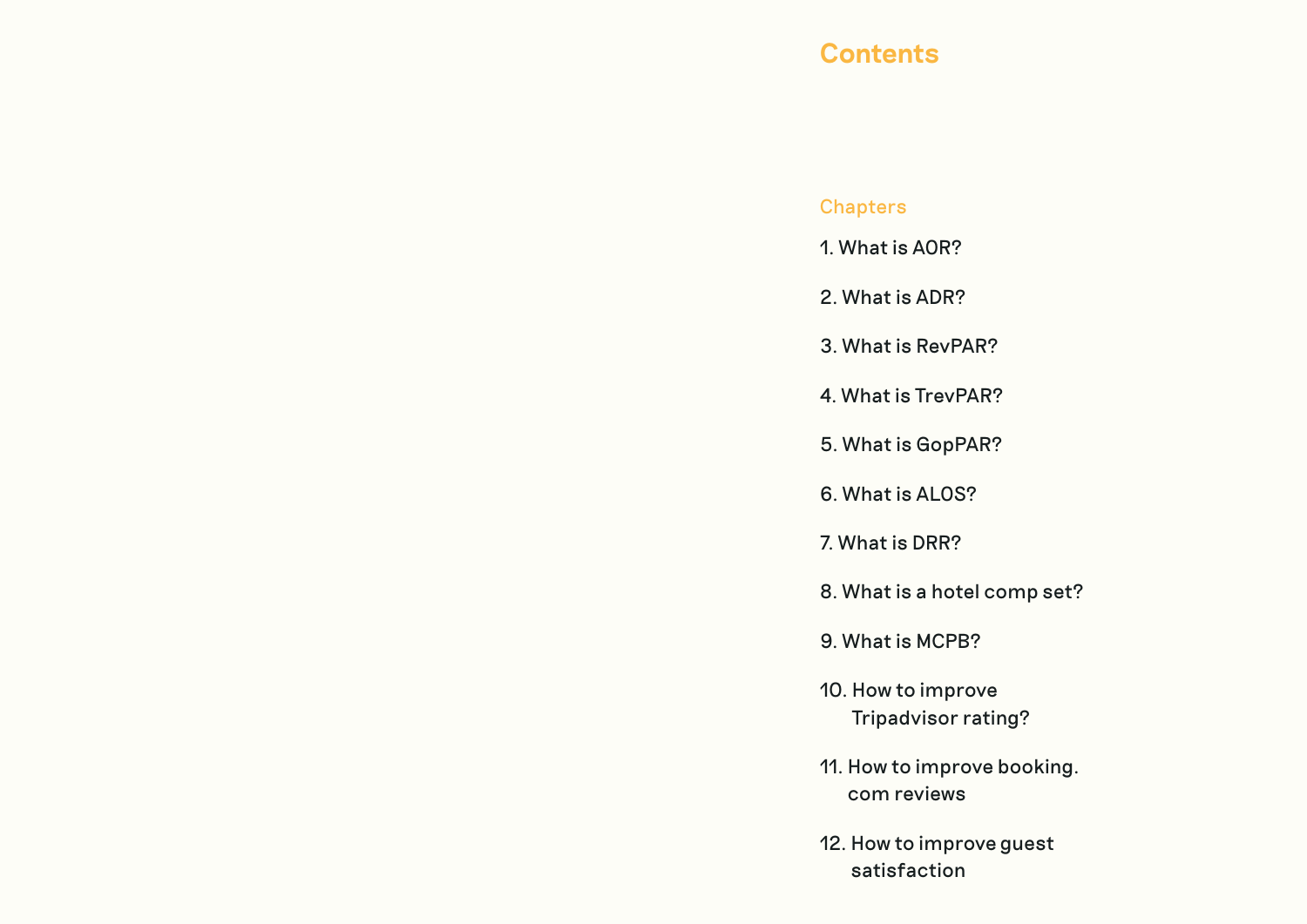# Contents

## Chapters

1. What is AOR?
2. What is ADR?
3. What is RevPAR?
4. What is TrevPAR?
5. What is GopPAR?
6. What is ALOS?
7. What is DRR?
8. What is a hotel comp set?
9. What is MCPB?
10. How to improve Tripadvisor rating?
11. How to improve booking.com reviews
12. How to improve guest satisfaction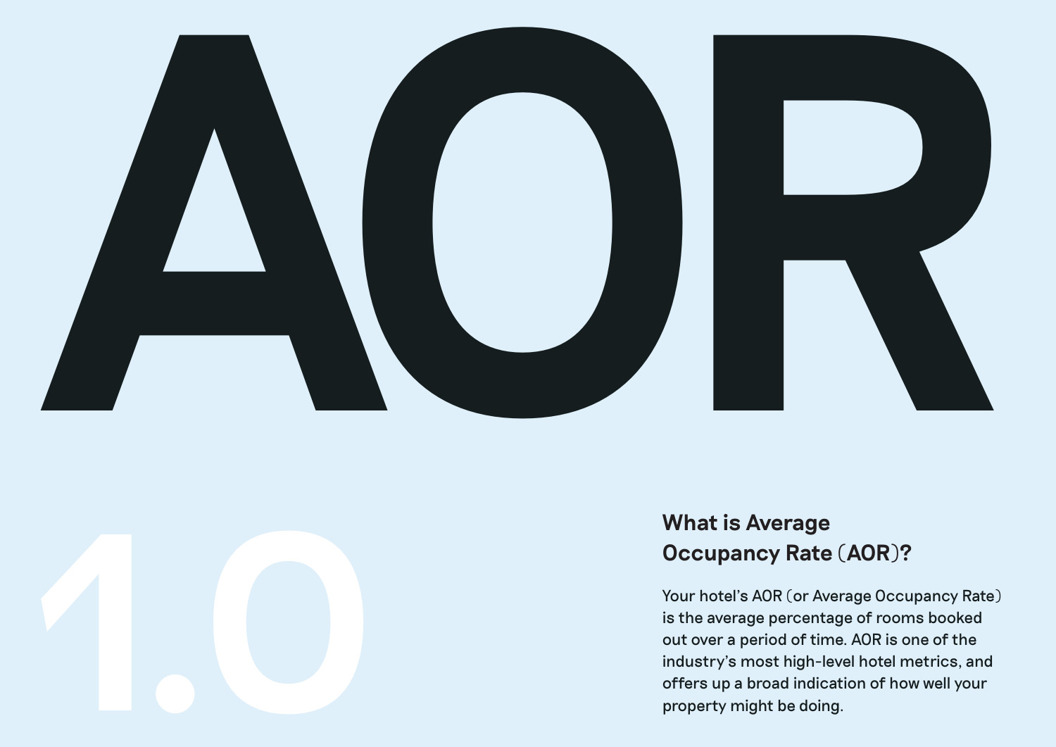# AOR

## 1.0

### What is Average Occupancy Rate (AOR)?

Your hotel's AOR (or Average Occupancy Rate) is the average percentage of rooms booked out over a period of time. AOR is one of the industry's most high-level hotel metrics, and offers up a broad indication of how well your property might be doing.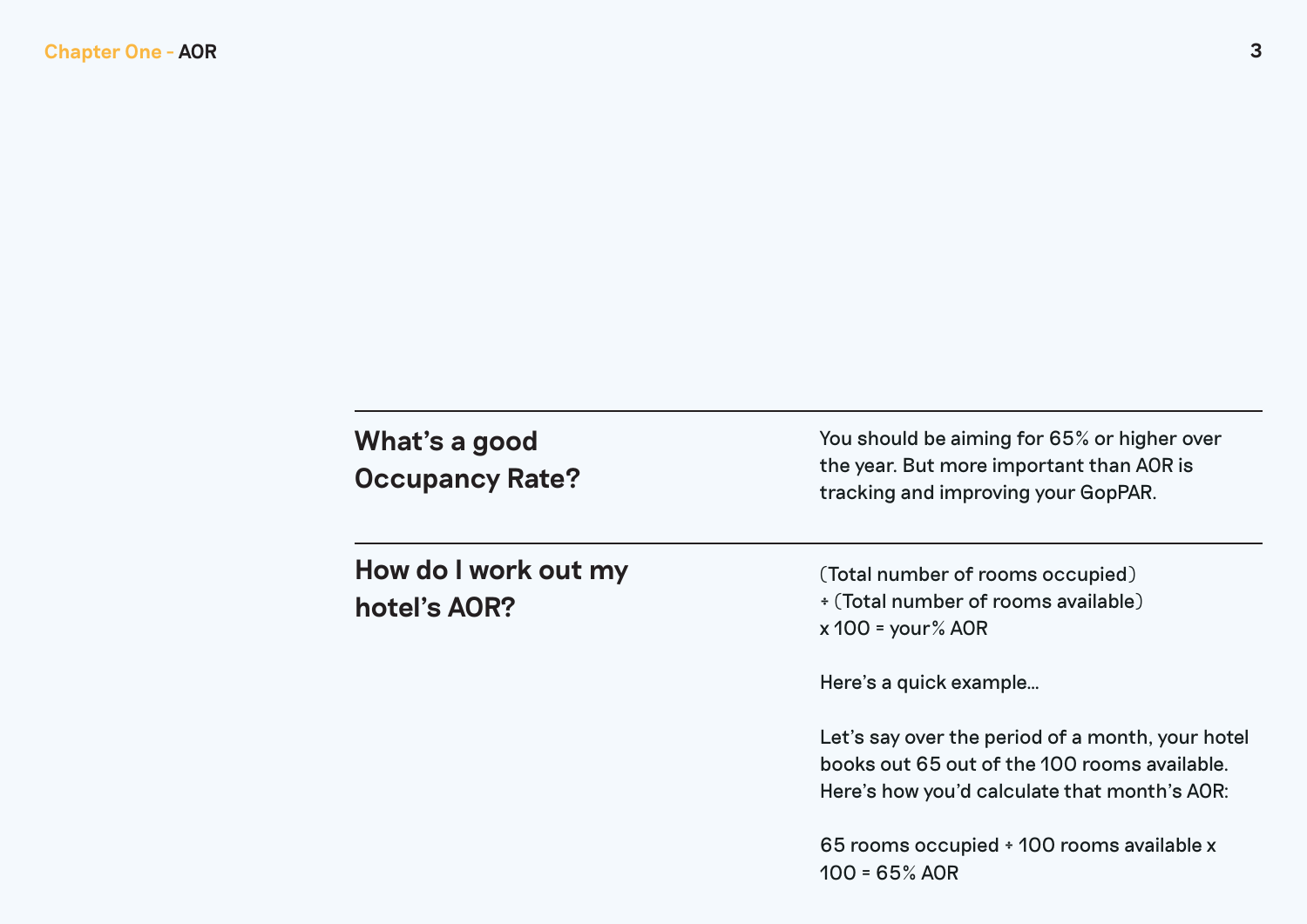## What's a good Occupancy Rate?

You should be aiming for 65% or higher over the year. But more important than AOR is tracking and improving your GopPAR.

## How do I work out my hotel's AOR?

(Total number of rooms occupied)
÷ (Total number of rooms available)
x 100 = your% AOR

Here's a quick example...

Let's say over the period of a month, your hotel books out 65 out of the 100 rooms available. Here's how you'd calculate that month's AOR:

65 rooms occupied ÷ 100 rooms available x 100 = 65% AOR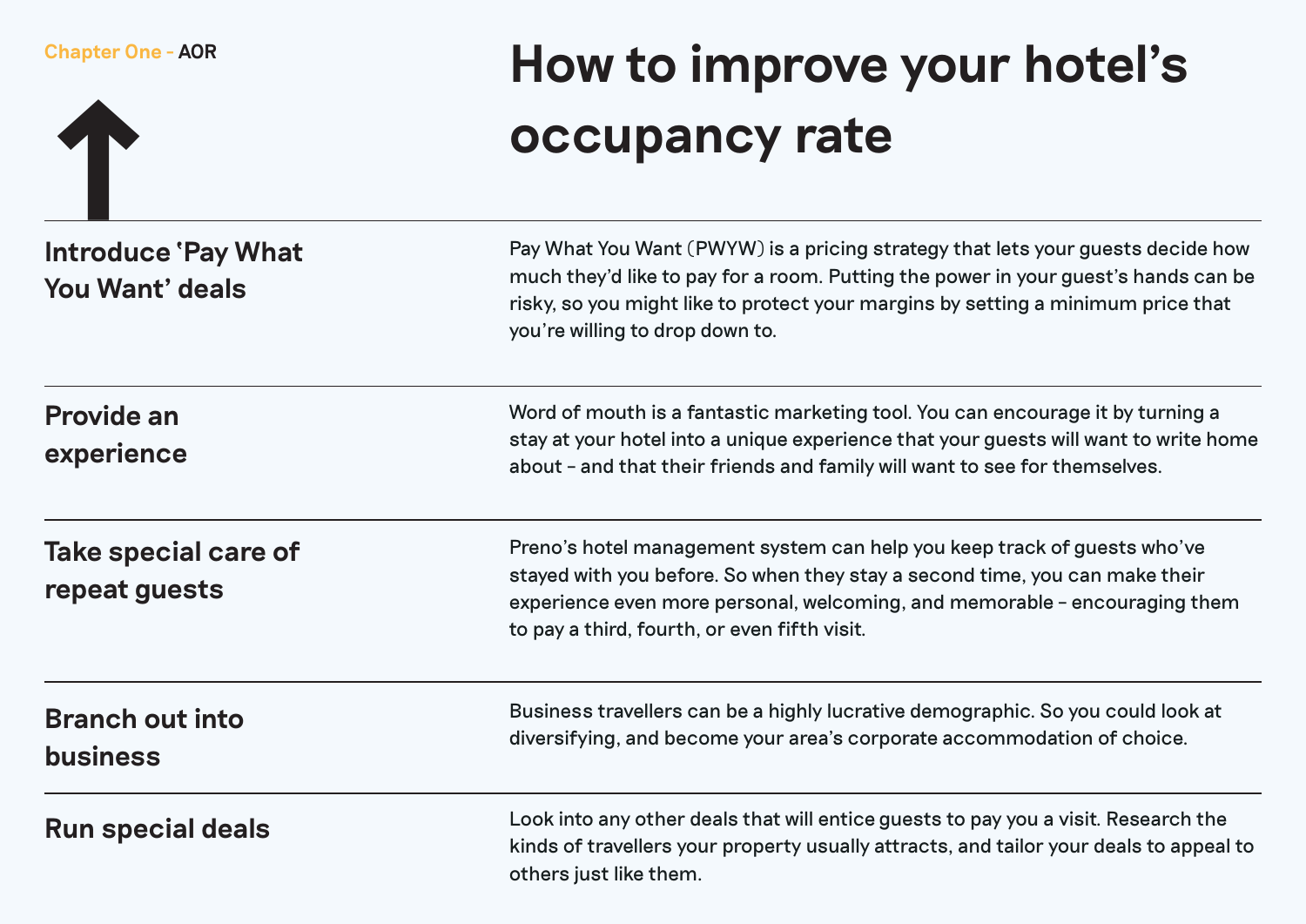Chapter One - AOR

# How to improve your hotel's occupancy rate

### Introduce 'Pay What You Want' deals

Pay What You Want (PWYW) is a pricing strategy that lets your guests decide how much they'd like to pay for a room. Putting the power in your guest's hands can be risky, so you might like to protect your margins by setting a minimum price that you're willing to drop down to.

### Provide an experience

Word of mouth is a fantastic marketing tool. You can encourage it by turning a stay at your hotel into a unique experience that your guests will want to write home about – and that their friends and family will want to see for themselves.

### Take special care of repeat guests

Preno's hotel management system can help you keep track of guests who've stayed with you before. So when they stay a second time, you can make their experience even more personal, welcoming, and memorable – encouraging them to pay a third, fourth, or even fifth visit.

### Branch out into business

Business travellers can be a highly lucrative demographic. So you could look at diversifying, and become your area's corporate accommodation of choice.

### Run special deals

Look into any other deals that will entice guests to pay you a visit. Research the kinds of travellers your property usually attracts, and tailor your deals to appeal to others just like them.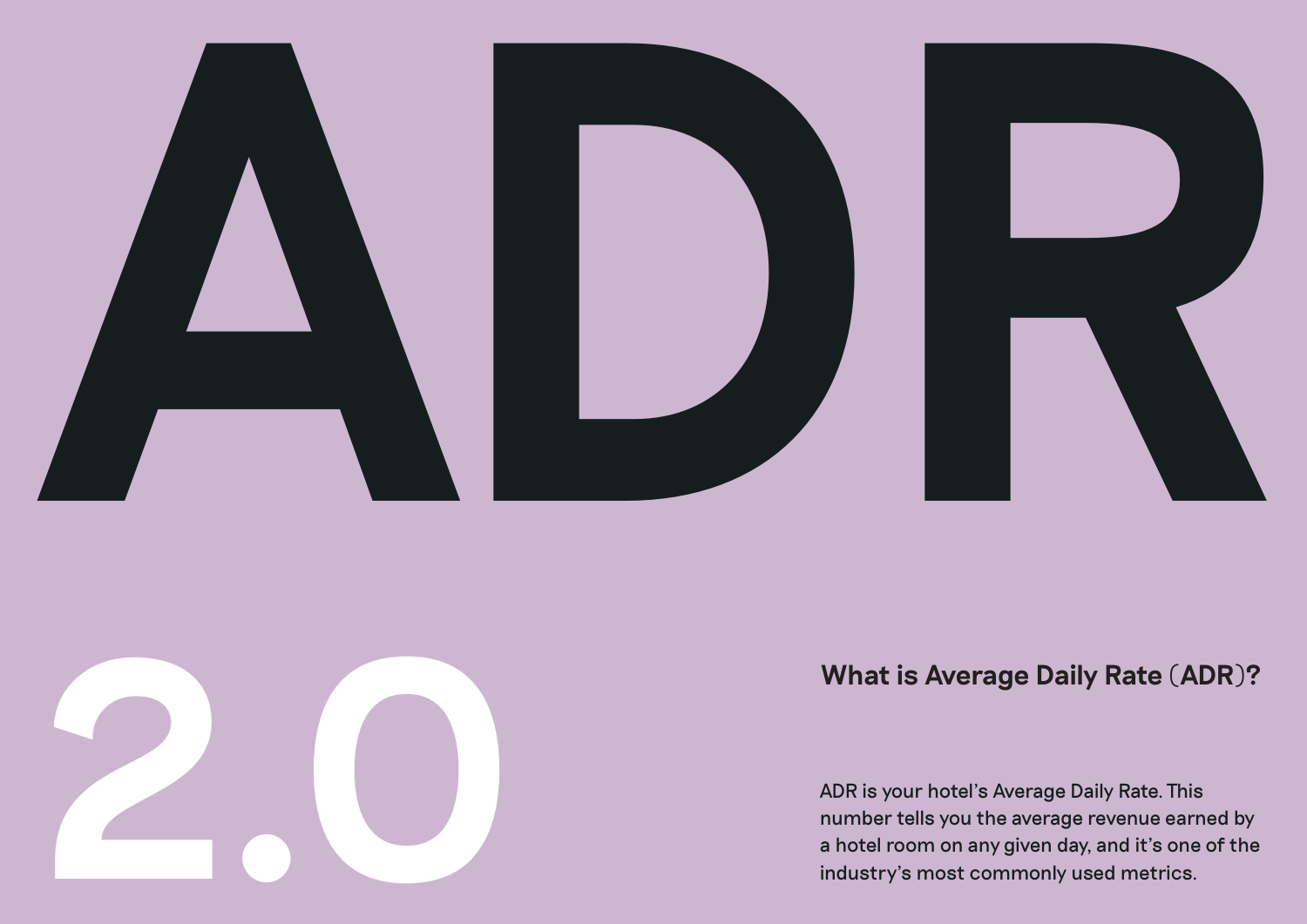# ADR

# 2.0

### What is Average Daily Rate (ADR)?

ADR is your hotel's Average Daily Rate. This number tells you the average revenue earned by a hotel room on any given day, and it's one of the industry's most commonly used metrics.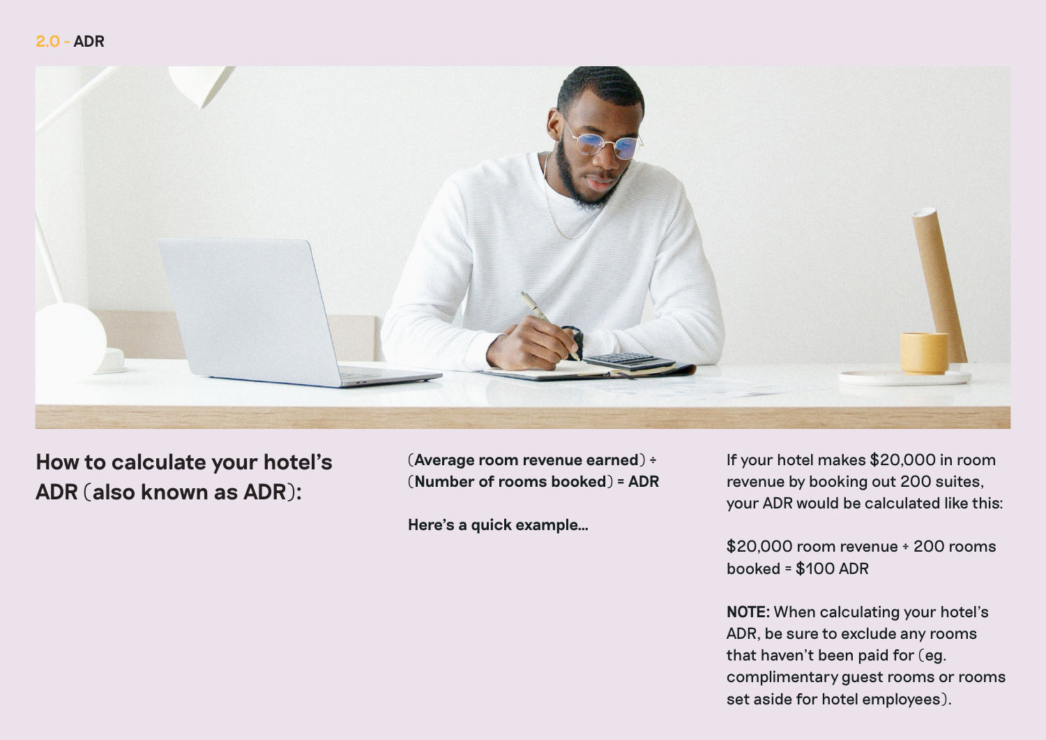## 2.0 - ADR

## How to calculate your hotel's ADR (also known as ADR):

(**Average room revenue earned**) ÷ (**Number of rooms booked**) = **ADR**

**Here's a quick example...**

If your hotel makes $20,000 in room revenue by booking out 200 suites, your ADR would be calculated like this:

$20,000 room revenue ÷ 200 rooms booked = $100 ADR

**NOTE:** When calculating your hotel's ADR, be sure to exclude any rooms that haven't been paid for (eg. complimentary guest rooms or rooms set aside for hotel employees).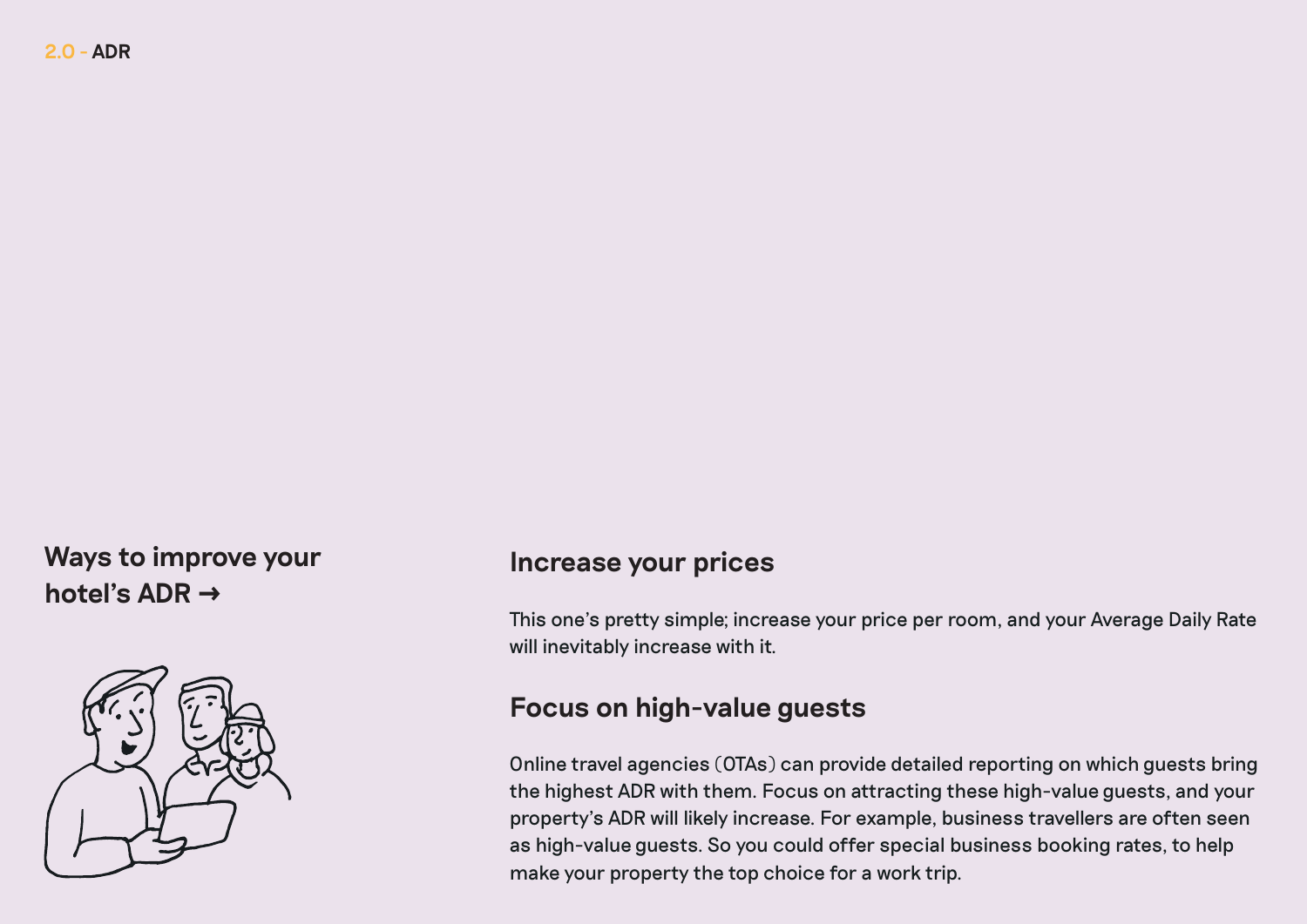## Ways to improve your hotel's ADR →

### Increase your prices

This one's pretty simple; increase your price per room, and your Average Daily Rate will inevitably increase with it.

### Focus on high-value guests

Online travel agencies (OTAs) can provide detailed reporting on which guests bring the highest ADR with them. Focus on attracting these high-value guests, and your property's ADR will likely increase. For example, business travellers are often seen as high-value guests. So you could offer special business booking rates, to help make your property the top choice for a work trip.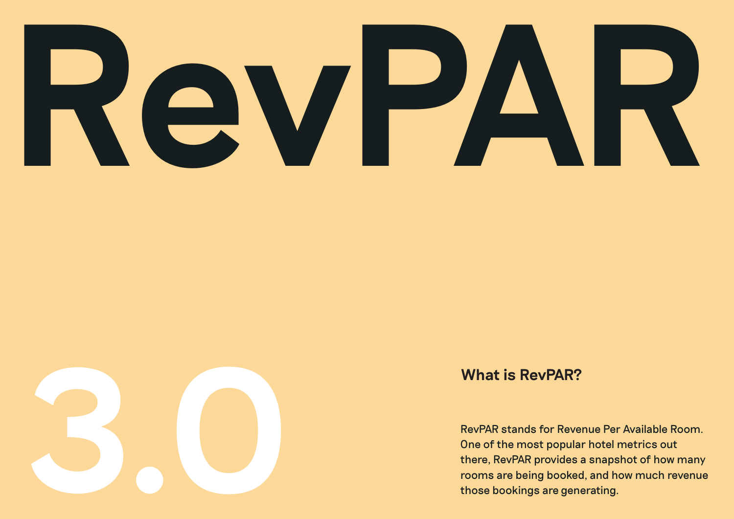# RevPAR

## 3.0

### What is RevPAR?

RevPAR stands for Revenue Per Available Room. One of the most popular hotel metrics out there, RevPAR provides a snapshot of how many rooms are being booked, and how much revenue those bookings are generating.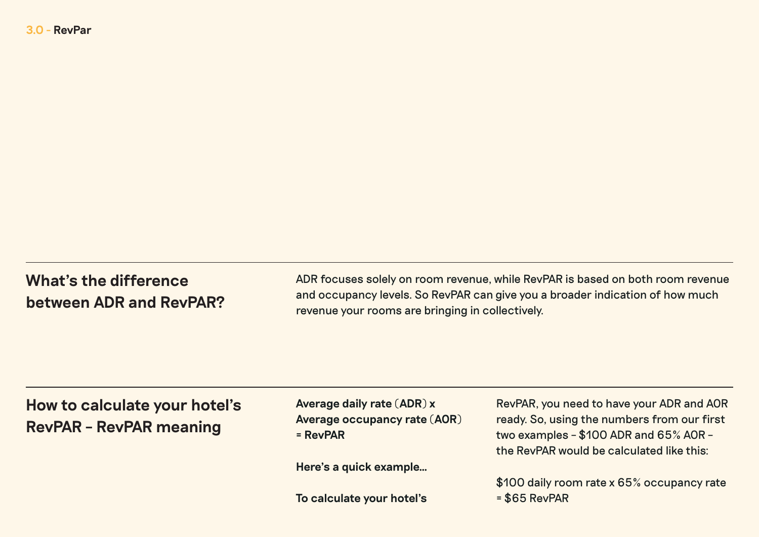## What's the difference between ADR and RevPAR?

ADR focuses solely on room revenue, while RevPAR is based on both room revenue and occupancy levels. So RevPAR can give you a broader indication of how much revenue your rooms are bringing in collectively.

## How to calculate your hotel's RevPAR – RevPAR meaning

**Average daily rate (ADR) x**
**Average occupancy rate (AOR)**
**= RevPAR**

**Here's a quick example...**

**To calculate your hotel's** RevPAR, you need to have your ADR and AOR ready. So, using the numbers from our first two examples – $100 ADR and 65% AOR – the RevPAR would be calculated like this:

$100 daily room rate x 65% occupancy rate = $65 RevPAR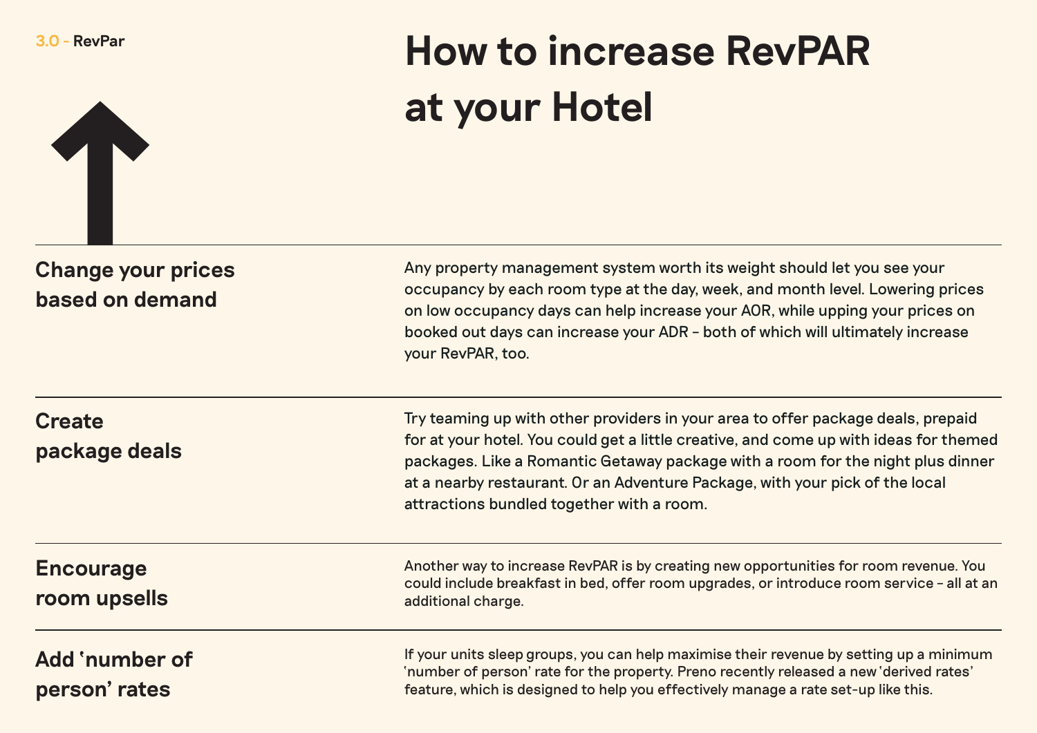3.0 - RevPar

# How to increase RevPAR at your Hotel

## Change your prices based on demand

Any property management system worth its weight should let you see your occupancy by each room type at the day, week, and month level. Lowering prices on low occupancy days can help increase your AOR, while upping your prices on booked out days can increase your ADR – both of which will ultimately increase your RevPAR, too.

## Create package deals

Try teaming up with other providers in your area to offer package deals, prepaid for at your hotel. You could get a little creative, and come up with ideas for themed packages. Like a Romantic Getaway package with a room for the night plus dinner at a nearby restaurant. Or an Adventure Package, with your pick of the local attractions bundled together with a room.

## Encourage room upsells

Another way to increase RevPAR is by creating new opportunities for room revenue. You could include breakfast in bed, offer room upgrades, or introduce room service – all at an additional charge.

## Add 'number of person' rates

If your units sleep groups, you can help maximise their revenue by setting up a minimum 'number of person' rate for the property. Preno recently released a new 'derived rates' feature, which is designed to help you effectively manage a rate set-up like this.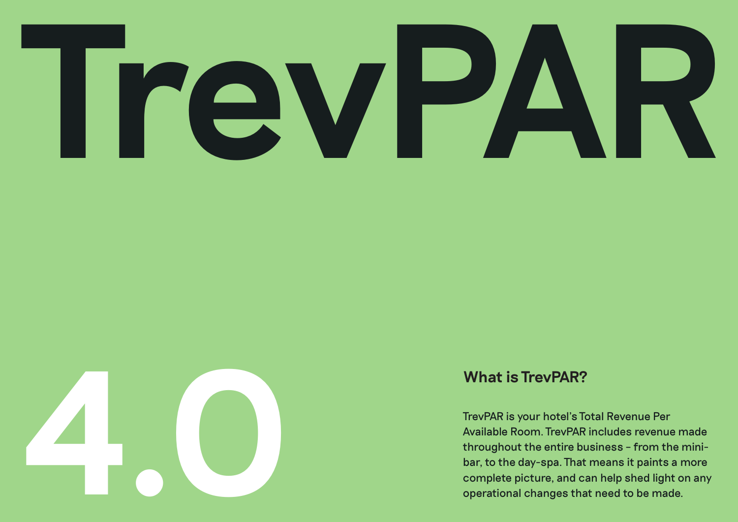# TrevPAR

## 4.0

### What is TrevPAR?

TrevPAR is your hotel's Total Revenue Per Available Room. TrevPAR includes revenue made throughout the entire business - from the mini-bar, to the day-spa. That means it paints a more complete picture, and can help shed light on any operational changes that need to be made.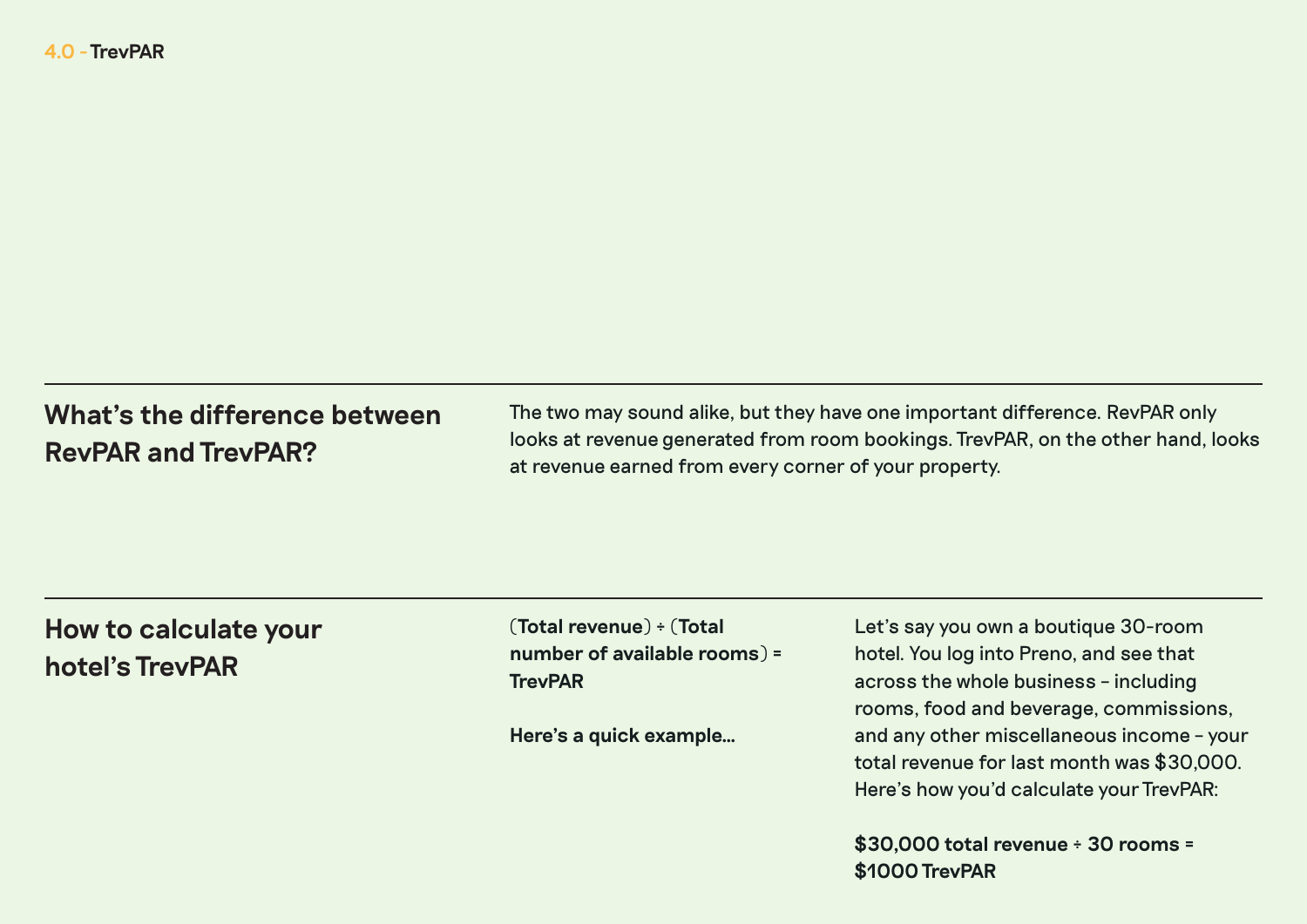## 4.0 - TrevPAR

### What's the difference between RevPAR and TrevPAR?

The two may sound alike, but they have one important difference. RevPAR only looks at revenue generated from room bookings. TrevPAR, on the other hand, looks at revenue earned from every corner of your property.

### How to calculate your hotel's TrevPAR

(**Total revenue**) ÷ (**Total number of available rooms**) = **TrevPAR**

**Here's a quick example...**

Let's say you own a boutique 30-room hotel. You log into Preno, and see that across the whole business – including rooms, food and beverage, commissions, and any other miscellaneous income – your total revenue for last month was $30,000. Here's how you'd calculate your TrevPAR:

**$30,000 total revenue ÷ 30 rooms = $1000 TrevPAR**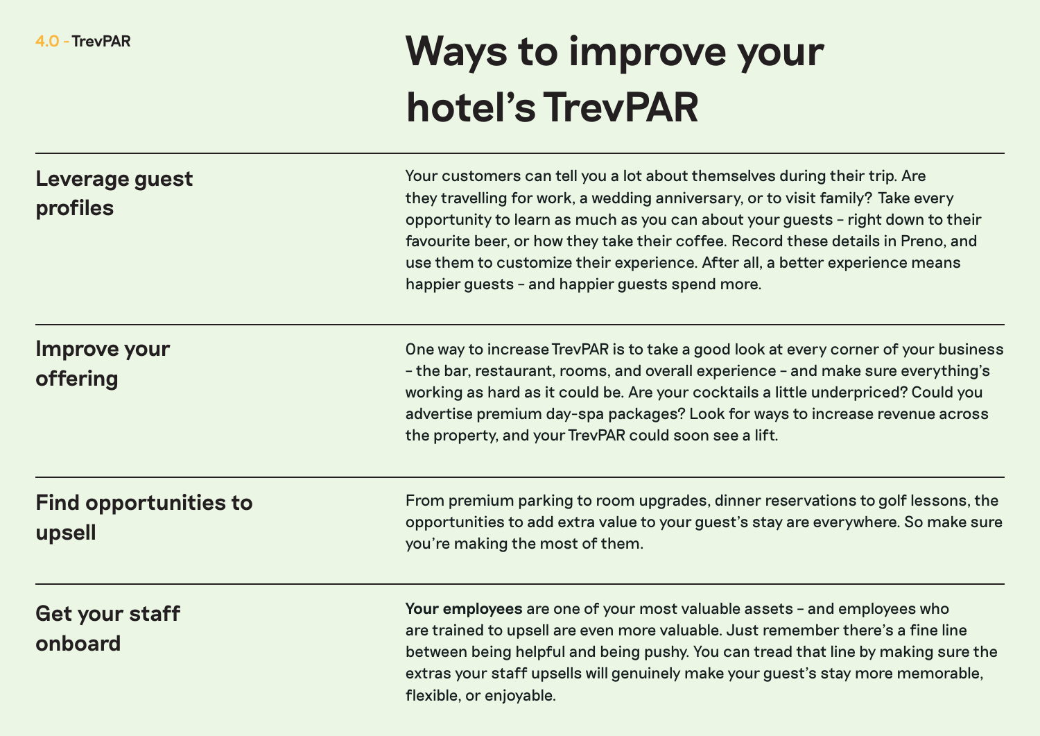4.0 - TrevPAR

# Ways to improve your hotel's TrevPAR

## Leverage guest profiles

Your customers can tell you a lot about themselves during their trip. Are they travelling for work, a wedding anniversary, or to visit family? Take every opportunity to learn as much as you can about your guests – right down to their favourite beer, or how they take their coffee. Record these details in Preno, and use them to customize their experience. After all, a better experience means happier guests – and happier guests spend more.

## Improve your offering

One way to increase TrevPAR is to take a good look at every corner of your business – the bar, restaurant, rooms, and overall experience – and make sure everything's working as hard as it could be. Are your cocktails a little underpriced? Could you advertise premium day-spa packages? Look for ways to increase revenue across the property, and your TrevPAR could soon see a lift.

## Find opportunities to upsell

From premium parking to room upgrades, dinner reservations to golf lessons, the opportunities to add extra value to your guest's stay are everywhere. So make sure you're making the most of them.

## Get your staff onboard

**Your employees** are one of your most valuable assets – and employees who are trained to upsell are even more valuable. Just remember there's a fine line between being helpful and being pushy. You can tread that line by making sure the extras your staff upsells will genuinely make your guest's stay more memorable, flexible, or enjoyable.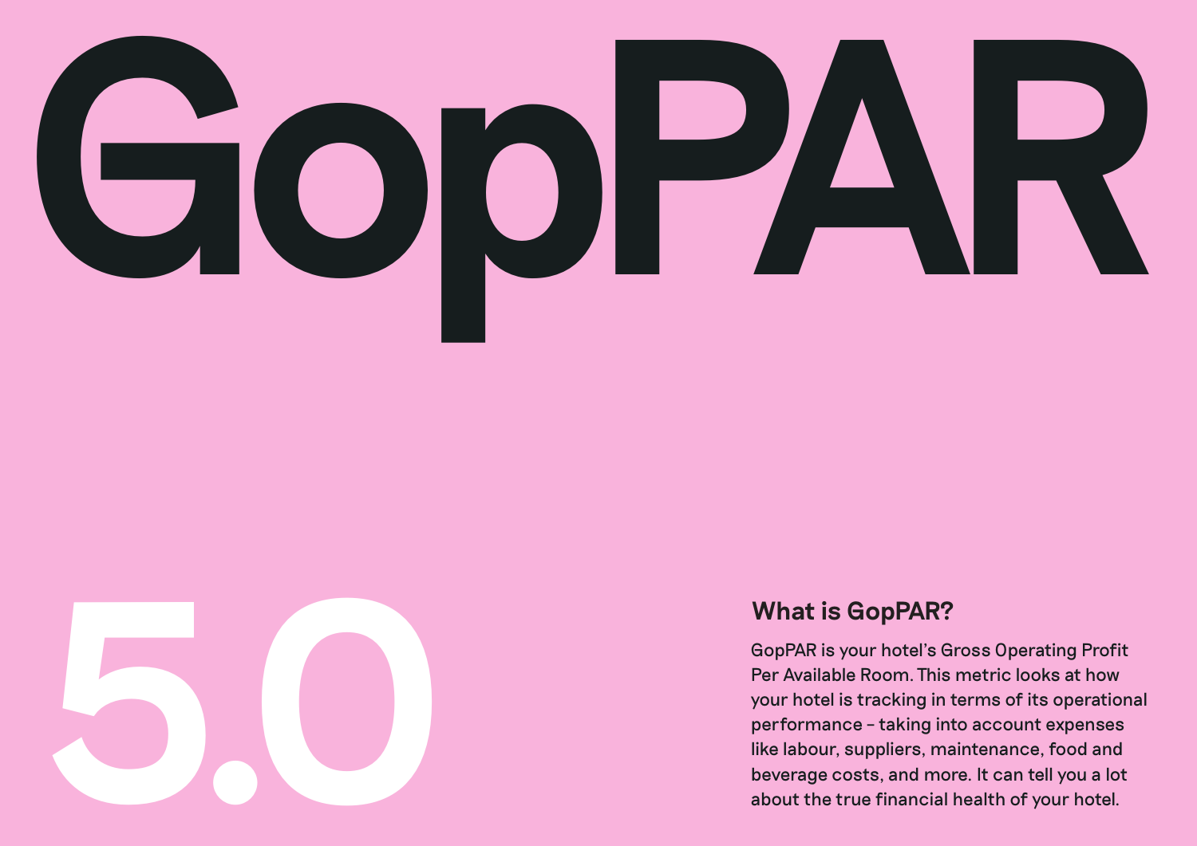# GopPAR

5.0

### What is GopPAR?

GopPAR is your hotel's Gross Operating Profit Per Available Room. This metric looks at how your hotel is tracking in terms of its operational performance – taking into account expenses like labour, suppliers, maintenance, food and beverage costs, and more. It can tell you a lot about the true financial health of your hotel.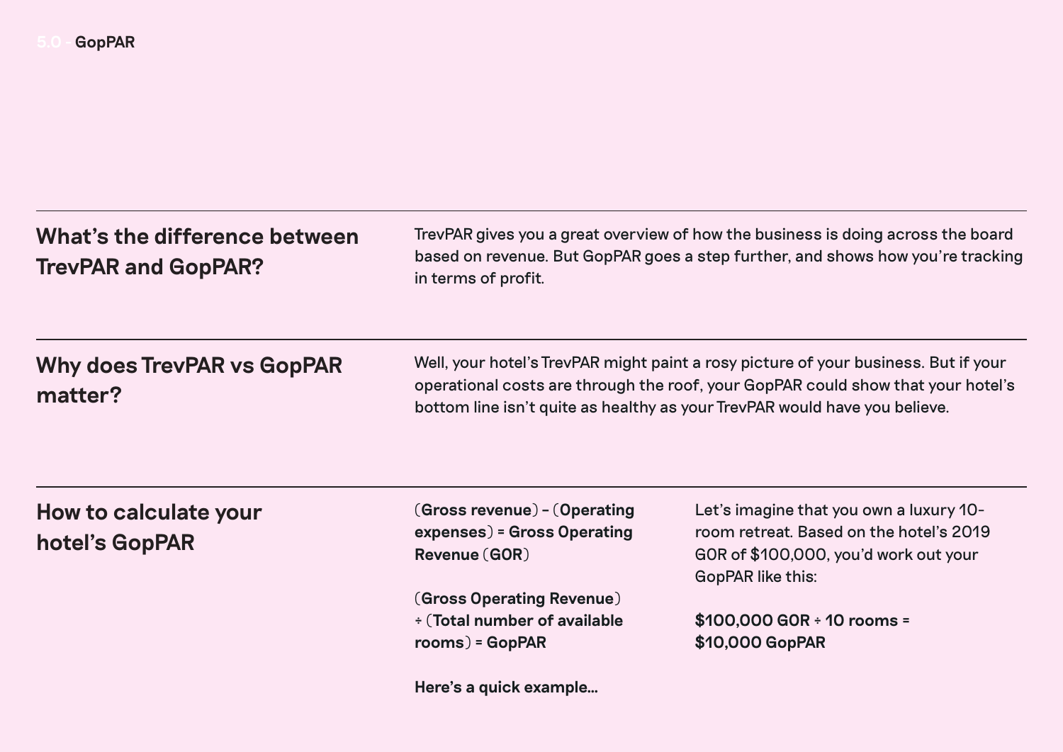## 5.0 - GopPAR

### What's the difference between TrevPAR and GopPAR?

TrevPAR gives you a great overview of how the business is doing across the board based on revenue. But GopPAR goes a step further, and shows how you're tracking in terms of profit.

### Why does TrevPAR vs GopPAR matter?

Well, your hotel's TrevPAR might paint a rosy picture of your business. But if your operational costs are through the roof, your GopPAR could show that your hotel's bottom line isn't quite as healthy as your TrevPAR would have you believe.

### How to calculate your hotel's GopPAR

**(Gross revenue) – (Operating expenses) = Gross Operating Revenue (GOR)**

**(Gross Operating Revenue) ÷ (Total number of available rooms) = GopPAR**

**Here's a quick example...**

Let's imagine that you own a luxury 10-room retreat. Based on the hotel's 2019 GOR of $100,000, you'd work out your GopPAR like this:

**$100,000 GOR ÷ 10 rooms = $10,000 GopPAR**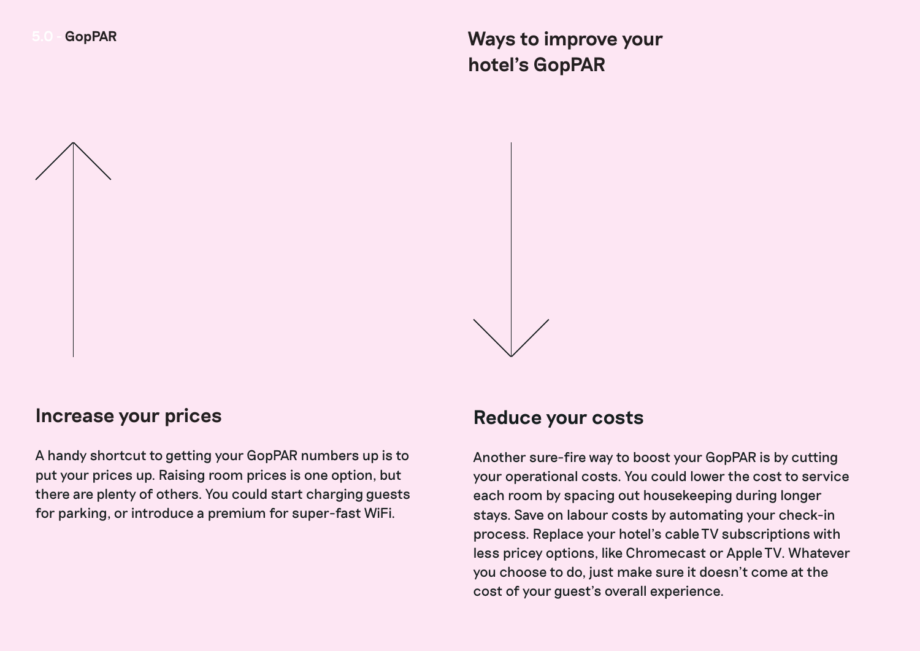## Ways to improve your hotel's GopPAR

### Increase your prices

A handy shortcut to getting your GopPAR numbers up is to put your prices up. Raising room prices is one option, but there are plenty of others. You could start charging guests for parking, or introduce a premium for super-fast WiFi.

### Reduce your costs

Another sure-fire way to boost your GopPAR is by cutting your operational costs. You could lower the cost to service each room by spacing out housekeeping during longer stays. Save on labour costs by automating your check-in process. Replace your hotel's cable TV subscriptions with less pricey options, like Chromecast or Apple TV. Whatever you choose to do, just make sure it doesn't come at the cost of your guest's overall experience.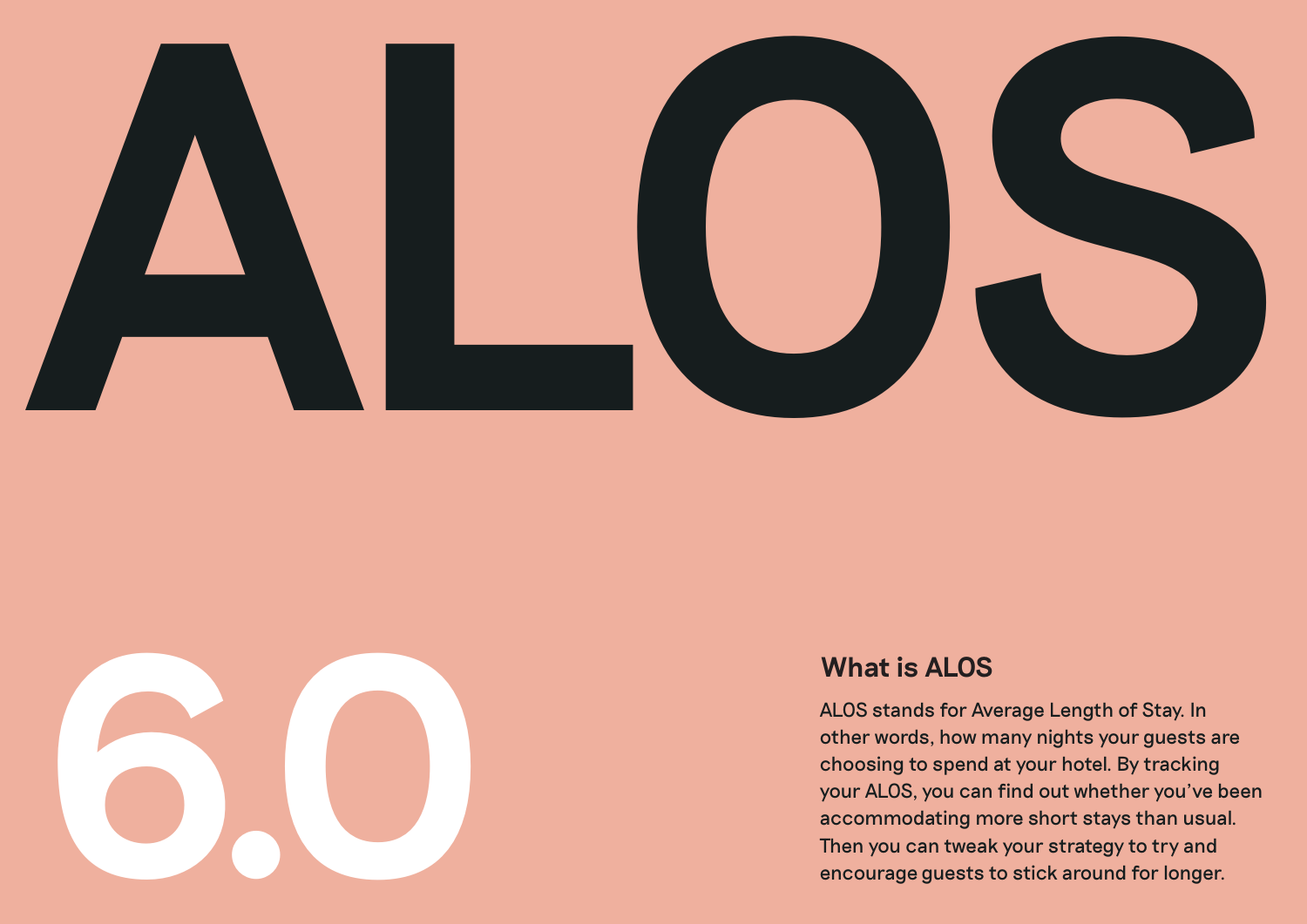# ALOS

6.0

### What is ALOS

ALOS stands for Average Length of Stay. In other words, how many nights your guests are choosing to spend at your hotel. By tracking your ALOS, you can find out whether you've been accommodating more short stays than usual. Then you can tweak your strategy to try and encourage guests to stick around for longer.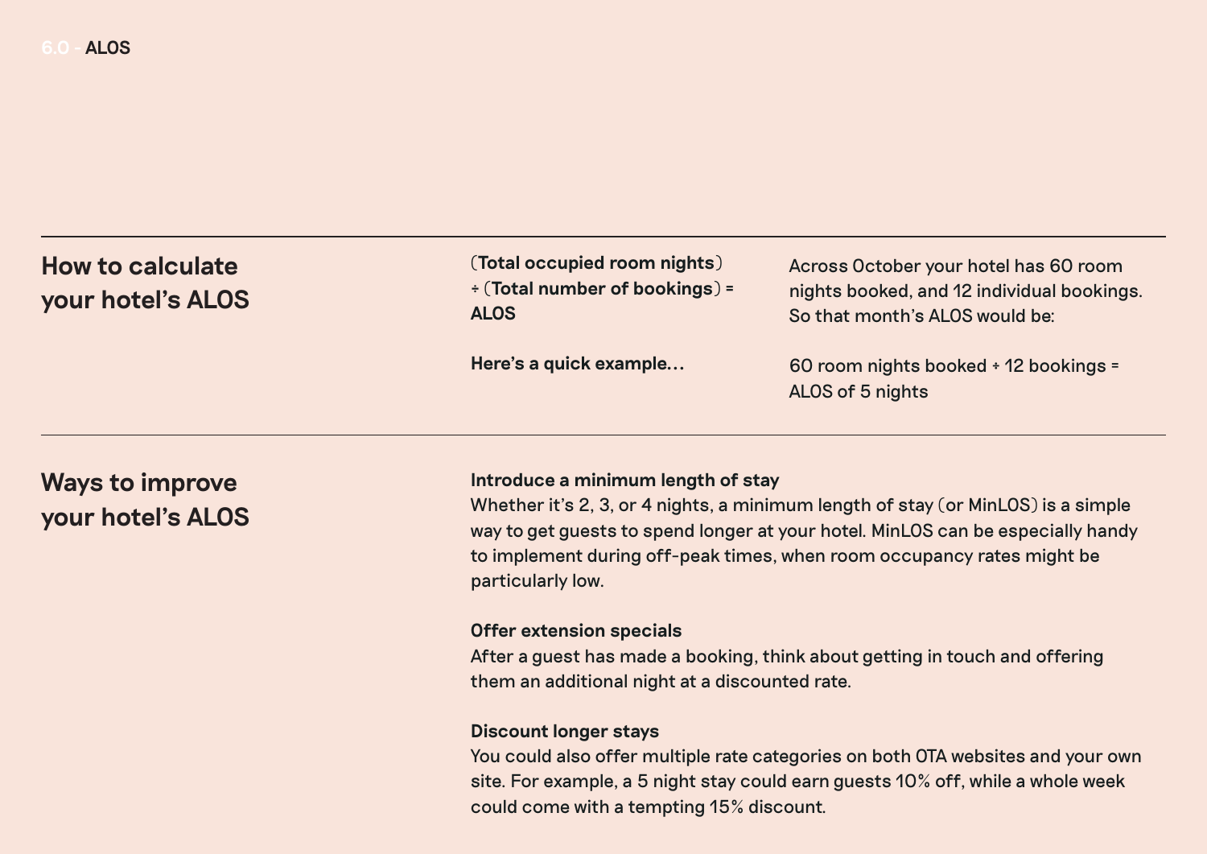# 6.0 - ALOS

## How to calculate your hotel's ALOS

**(Total occupied room nights) ÷ (Total number of bookings) = ALOS**

**Here's a quick example...**

Across October your hotel has 60 room nights booked, and 12 individual bookings. So that month's ALOS would be:

60 room nights booked ÷ 12 bookings = ALOS of 5 nights

## Ways to improve your hotel's ALOS

**Introduce a minimum length of stay**
Whether it's 2, 3, or 4 nights, a minimum length of stay (or MinLOS) is a simple way to get guests to spend longer at your hotel. MinLOS can be especially handy to implement during off-peak times, when room occupancy rates might be particularly low.

**Offer extension specials**
After a guest has made a booking, think about getting in touch and offering them an additional night at a discounted rate.

**Discount longer stays**
You could also offer multiple rate categories on both OTA websites and your own site. For example, a 5 night stay could earn guests 10% off, while a whole week could come with a tempting 15% discount.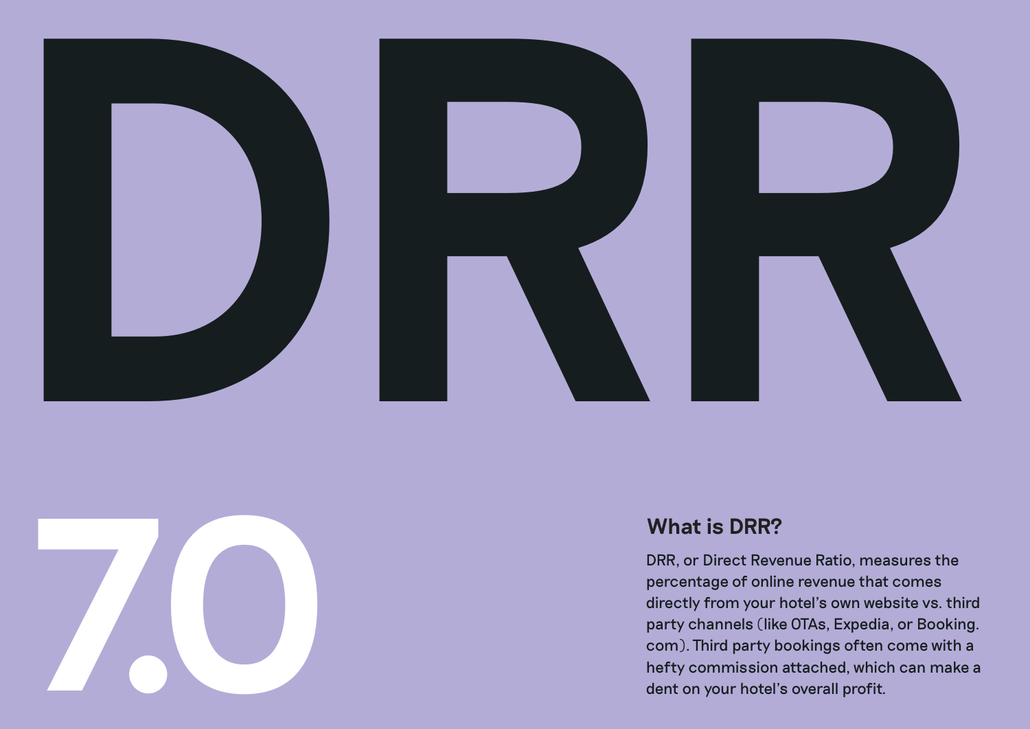# DRR

# 7.0

### What is DRR?

DRR, or Direct Revenue Ratio, measures the percentage of online revenue that comes directly from your hotel's own website vs. third party channels (like OTAs, Expedia, or Booking.com). Third party bookings often come with a hefty commission attached, which can make a dent on your hotel's overall profit.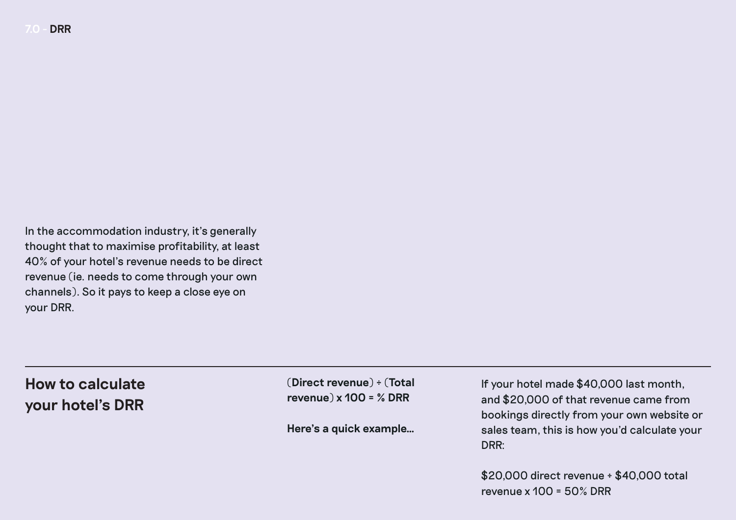## 7.0 - DRR

In the accommodation industry, it's generally thought that to maximise profitability, at least 40% of your hotel's revenue needs to be direct revenue (ie. needs to come through your own channels). So it pays to keep a close eye on your DRR.

---

### How to calculate your hotel's DRR

**(Direct revenue) ÷ (Total revenue) x 100 = % DRR**

**Here's a quick example...**

If your hotel made $40,000 last month, and $20,000 of that revenue came from bookings directly from your own website or sales team, this is how you'd calculate your DRR:

$20,000 direct revenue ÷ $40,000 total revenue x 100 = 50% DRR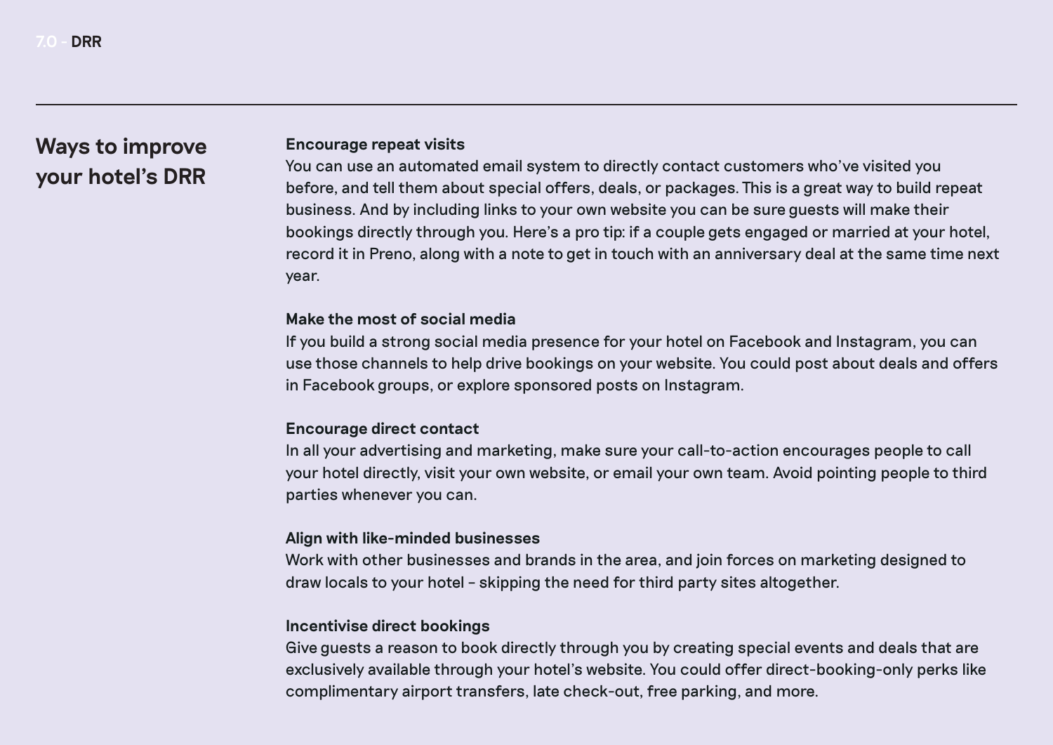## Ways to improve your hotel's DRR

**Encourage repeat visits**
You can use an automated email system to directly contact customers who've visited you before, and tell them about special offers, deals, or packages. This is a great way to build repeat business. And by including links to your own website you can be sure guests will make their bookings directly through you. Here's a pro tip: if a couple gets engaged or married at your hotel, record it in Preno, along with a note to get in touch with an anniversary deal at the same time next year.

**Make the most of social media**
If you build a strong social media presence for your hotel on Facebook and Instagram, you can use those channels to help drive bookings on your website. You could post about deals and offers in Facebook groups, or explore sponsored posts on Instagram.

**Encourage direct contact**
In all your advertising and marketing, make sure your call-to-action encourages people to call your hotel directly, visit your own website, or email your own team. Avoid pointing people to third parties whenever you can.

**Align with like-minded businesses**
Work with other businesses and brands in the area, and join forces on marketing designed to draw locals to your hotel – skipping the need for third party sites altogether.

**Incentivise direct bookings**
Give guests a reason to book directly through you by creating special events and deals that are exclusively available through your hotel's website. You could offer direct-booking-only perks like complimentary airport transfers, late check-out, free parking, and more.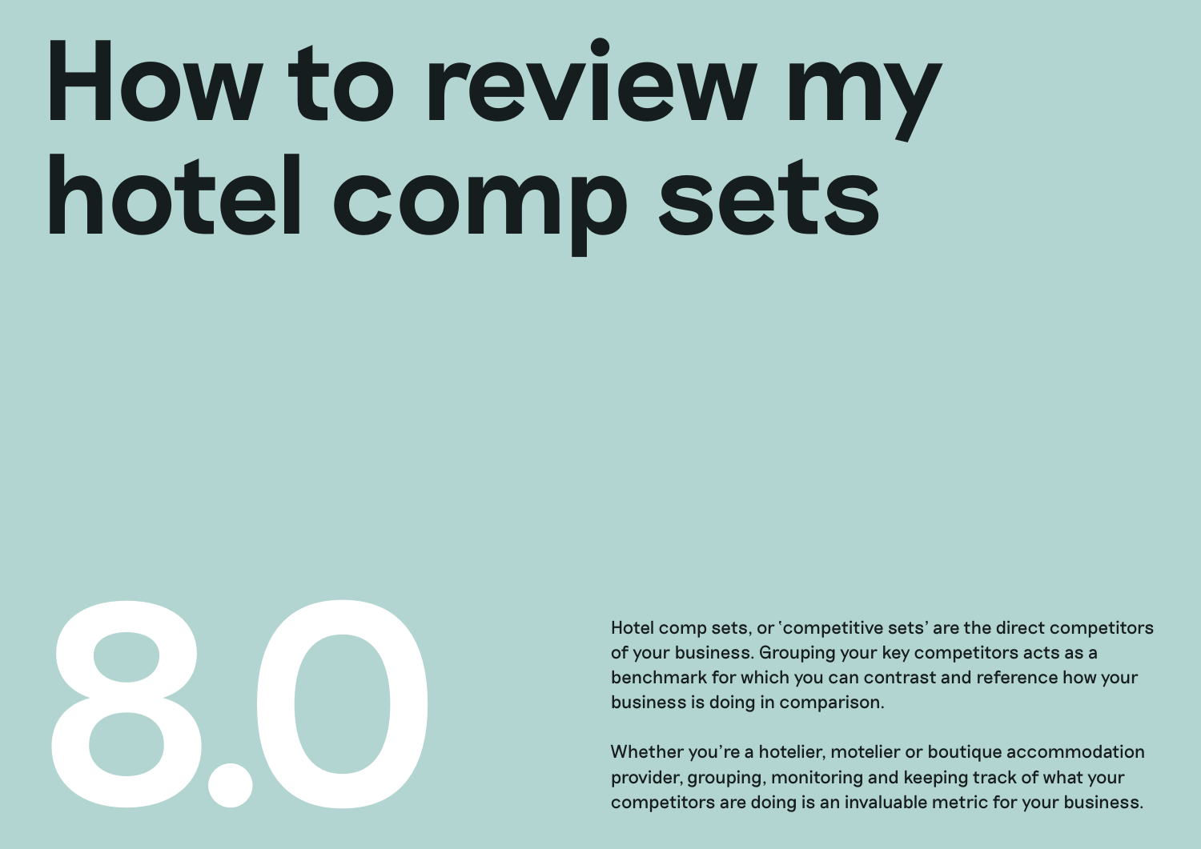# How to review my hotel comp sets

8.0

Hotel comp sets, or 'competitive sets' are the direct competitors of your business. Grouping your key competitors acts as a benchmark for which you can contrast and reference how your business is doing in comparison.

Whether you're a hotelier, motelier or boutique accommodation provider, grouping, monitoring and keeping track of what your competitors are doing is an invaluable metric for your business.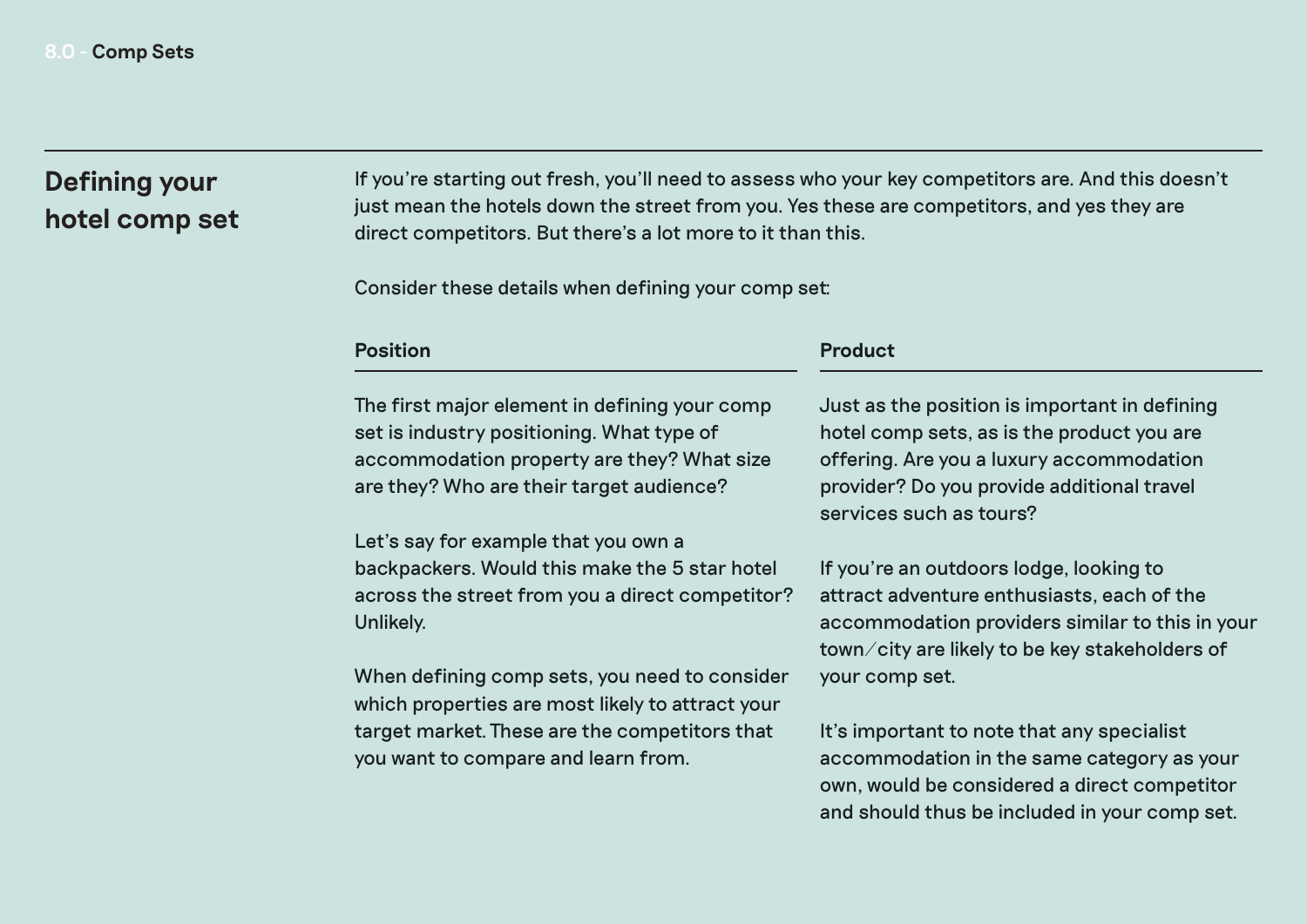## Defining your hotel comp set

If you're starting out fresh, you'll need to assess who your key competitors are. And this doesn't just mean the hotels down the street from you. Yes these are competitors, and yes they are direct competitors. But there's a lot more to it than this.

Consider these details when defining your comp set:

### Position

The first major element in defining your comp set is industry positioning. What type of accommodation property are they? What size are they? Who are their target audience?

Let's say for example that you own a backpackers. Would this make the 5 star hotel across the street from you a direct competitor? Unlikely.

When defining comp sets, you need to consider which properties are most likely to attract your target market. These are the competitors that you want to compare and learn from.

### Product

Just as the position is important in defining hotel comp sets, as is the product you are offering. Are you a luxury accommodation provider? Do you provide additional travel services such as tours?

If you're an outdoors lodge, looking to attract adventure enthusiasts, each of the accommodation providers similar to this in your town/city are likely to be key stakeholders of your comp set.

It's important to note that any specialist accommodation in the same category as your own, would be considered a direct competitor and should thus be included in your comp set.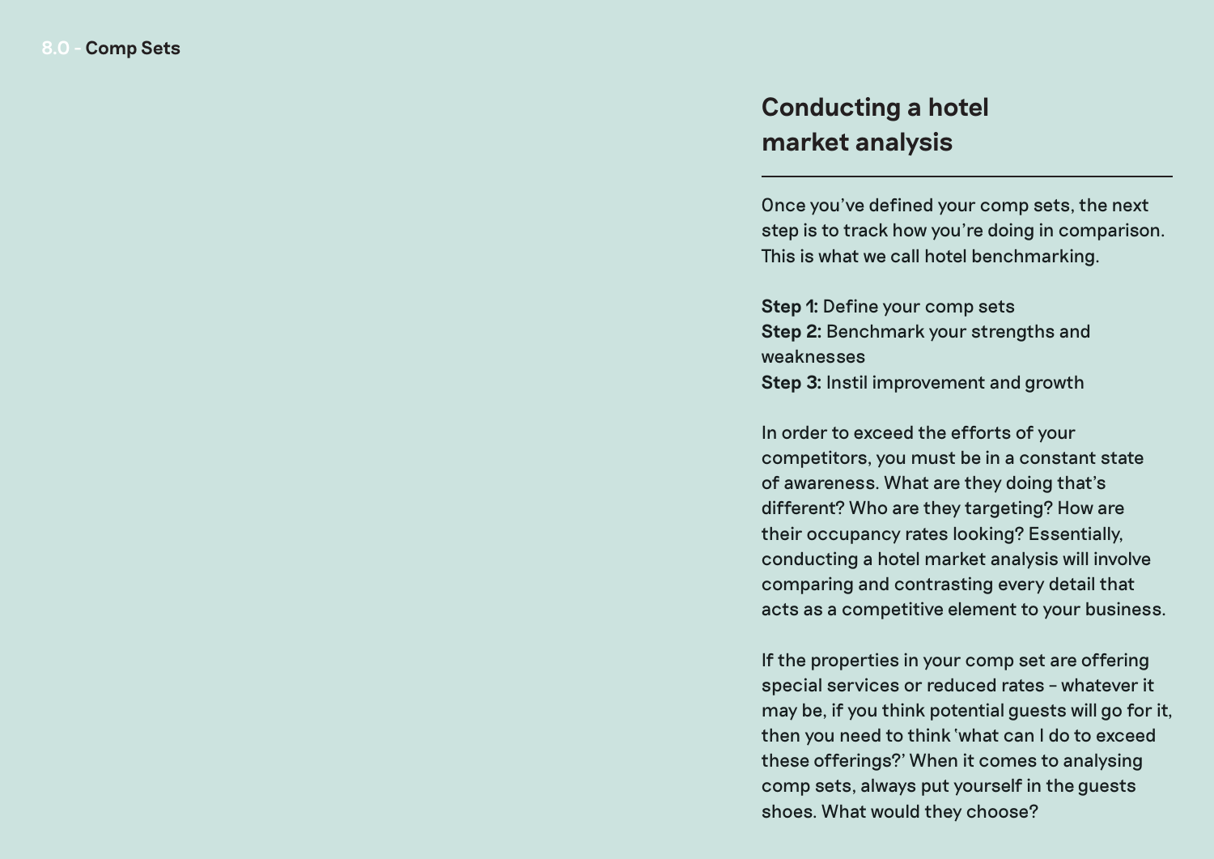## Conducting a hotel market analysis

Once you've defined your comp sets, the next step is to track how you're doing in comparison. This is what we call hotel benchmarking.

**Step 1:** Define your comp sets
**Step 2:** Benchmark your strengths and weaknesses
**Step 3:** Instil improvement and growth

In order to exceed the efforts of your competitors, you must be in a constant state of awareness. What are they doing that's different? Who are they targeting? How are their occupancy rates looking? Essentially, conducting a hotel market analysis will involve comparing and contrasting every detail that acts as a competitive element to your business.

If the properties in your comp set are offering special services or reduced rates – whatever it may be, if you think potential guests will go for it, then you need to think 'what can I do to exceed these offerings?' When it comes to analysing comp sets, always put yourself in the guests shoes. What would they choose?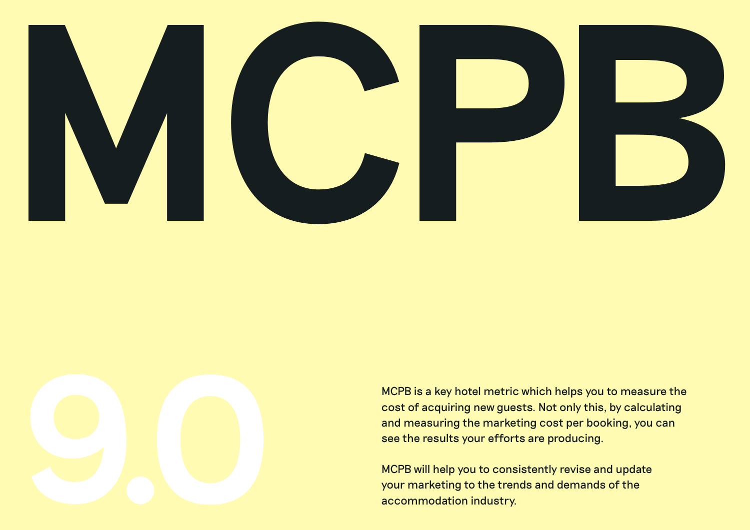# MCPB

## 9.0

MCPB is a key hotel metric which helps you to measure the cost of acquiring new guests. Not only this, by calculating and measuring the marketing cost per booking, you can see the results your efforts are producing.

MCPB will help you to consistently revise and update your marketing to the trends and demands of the accommodation industry.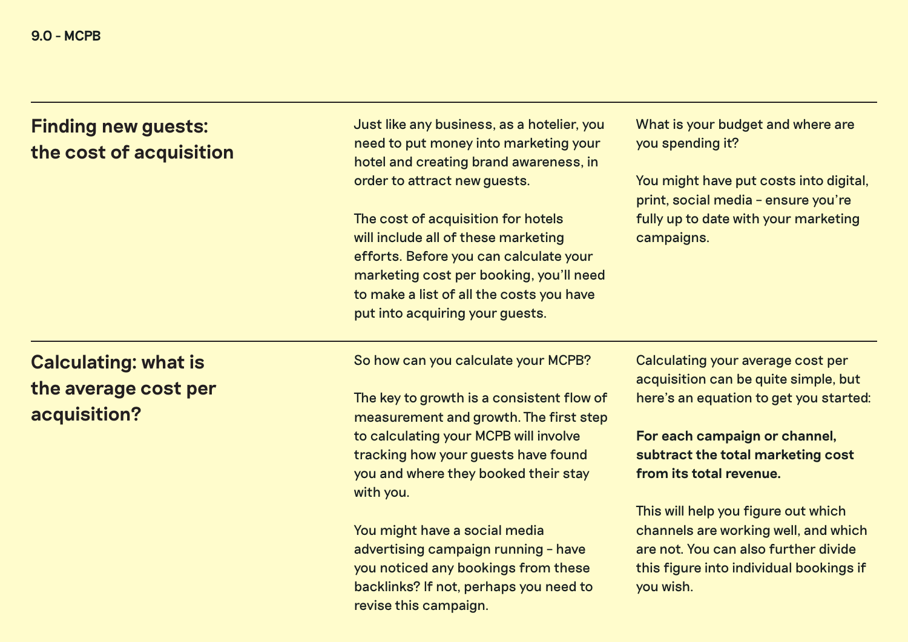9.0 - MCPB

## Finding new guests: the cost of acquisition

Just like any business, as a hotelier, you need to put money into marketing your hotel and creating brand awareness, in order to attract new guests.

The cost of acquisition for hotels will include all of these marketing efforts. Before you can calculate your marketing cost per booking, you'll need to make a list of all the costs you have put into acquiring your guests.

What is your budget and where are you spending it?

You might have put costs into digital, print, social media – ensure you're fully up to date with your marketing campaigns.

## Calculating: what is the average cost per acquisition?

So how can you calculate your MCPB?

The key to growth is a consistent flow of measurement and growth. The first step to calculating your MCPB will involve tracking how your guests have found you and where they booked their stay with you.

You might have a social media advertising campaign running – have you noticed any bookings from these backlinks? If not, perhaps you need to revise this campaign.

Calculating your average cost per acquisition can be quite simple, but here's an equation to get you started:

**For each campaign or channel, subtract the total marketing cost from its total revenue.**

This will help you figure out which channels are working well, and which are not. You can also further divide this figure into individual bookings if you wish.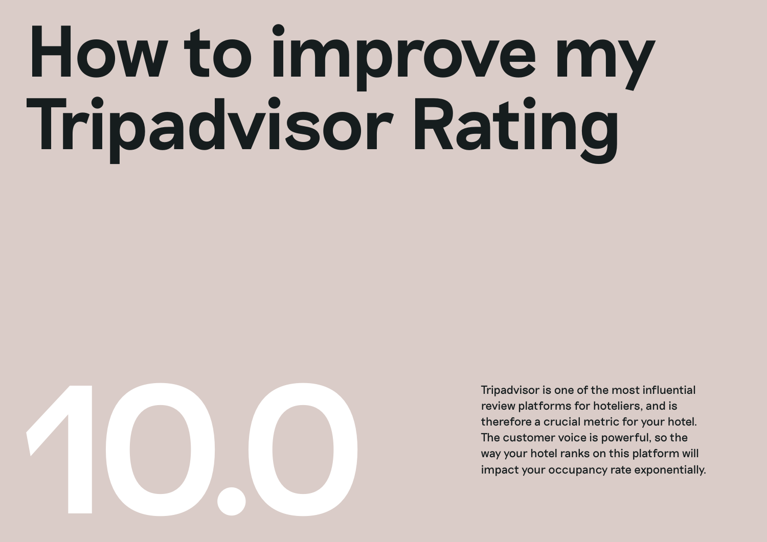# How to improve my Tripadvisor Rating

10.0

Tripadvisor is one of the most influential review platforms for hoteliers, and is therefore a crucial metric for your hotel. The customer voice is powerful, so the way your hotel ranks on this platform will impact your occupancy rate exponentially.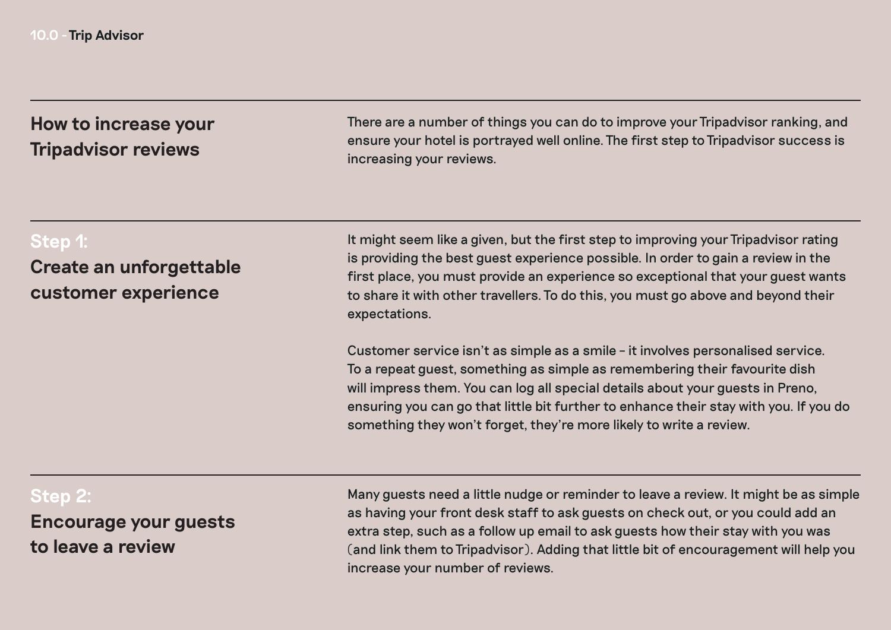## How to increase your Tripadvisor reviews

There are a number of things you can do to improve your Tripadvisor ranking, and ensure your hotel is portrayed well online. The first step to Tripadvisor success is increasing your reviews.

## Step 1: Create an unforgettable customer experience

It might seem like a given, but the first step to improving your Tripadvisor rating is providing the best guest experience possible. In order to gain a review in the first place, you must provide an experience so exceptional that your guest wants to share it with other travellers. To do this, you must go above and beyond their expectations.

Customer service isn't as simple as a smile – it involves personalised service. To a repeat guest, something as simple as remembering their favourite dish will impress them. You can log all special details about your guests in Preno, ensuring you can go that little bit further to enhance their stay with you. If you do something they won't forget, they're more likely to write a review.

## Step 2: Encourage your guests to leave a review

Many guests need a little nudge or reminder to leave a review. It might be as simple as having your front desk staff to ask guests on check out, or you could add an extra step, such as a follow up email to ask guests how their stay with you was (and link them to Tripadvisor). Adding that little bit of encouragement will help you increase your number of reviews.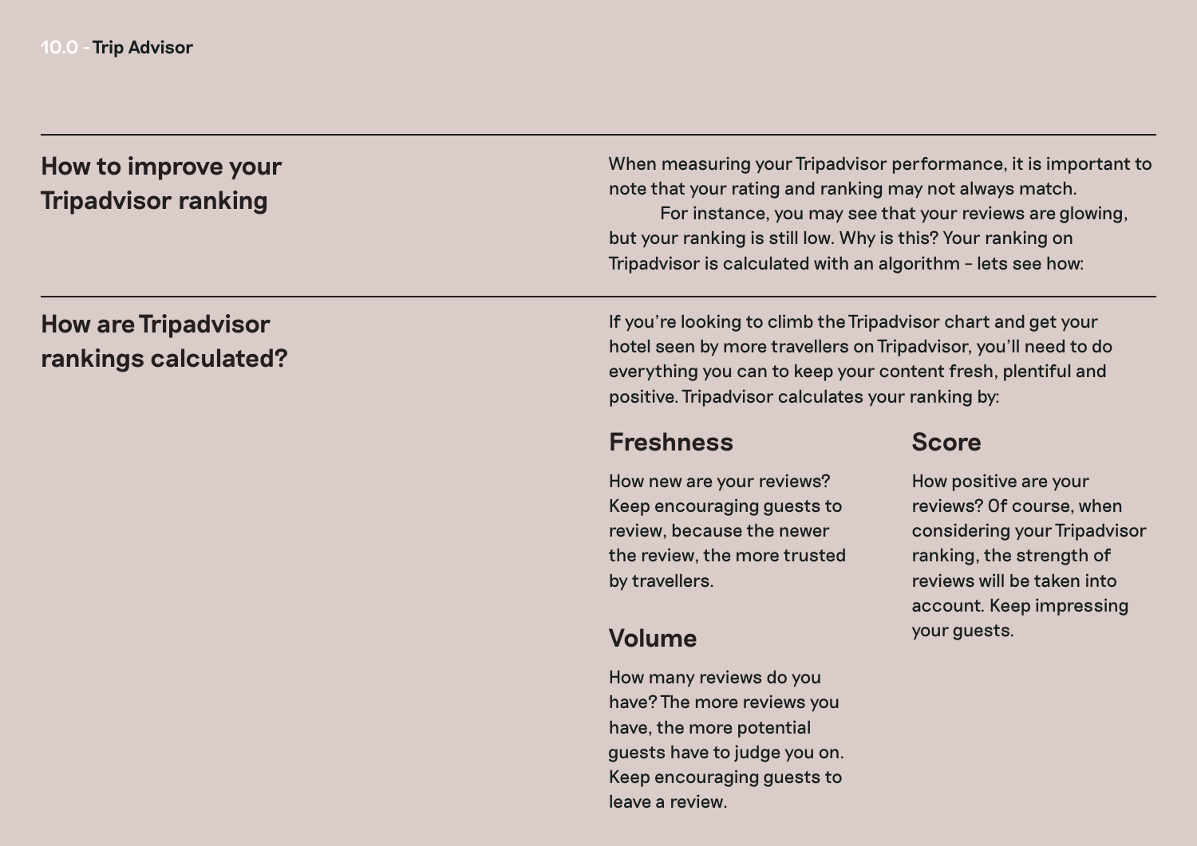## How to improve your Tripadvisor ranking

When measuring your Tripadvisor performance, it is important to note that your rating and ranking may not always match.

For instance, you may see that your reviews are glowing, but your ranking is still low. Why is this? Your ranking on Tripadvisor is calculated with an algorithm – lets see how:

## How are Tripadvisor rankings calculated?

If you're looking to climb the Tripadvisor chart and get your hotel seen by more travellers on Tripadvisor, you'll need to do everything you can to keep your content fresh, plentiful and positive. Tripadvisor calculates your ranking by:

### Freshness

How new are your reviews? Keep encouraging guests to review, because the newer the review, the more trusted by travellers.

### Volume

How many reviews do you have? The more reviews you have, the more potential guests have to judge you on. Keep encouraging guests to leave a review.

### Score

How positive are your reviews? Of course, when considering your Tripadvisor ranking, the strength of reviews will be taken into account. Keep impressing your guests.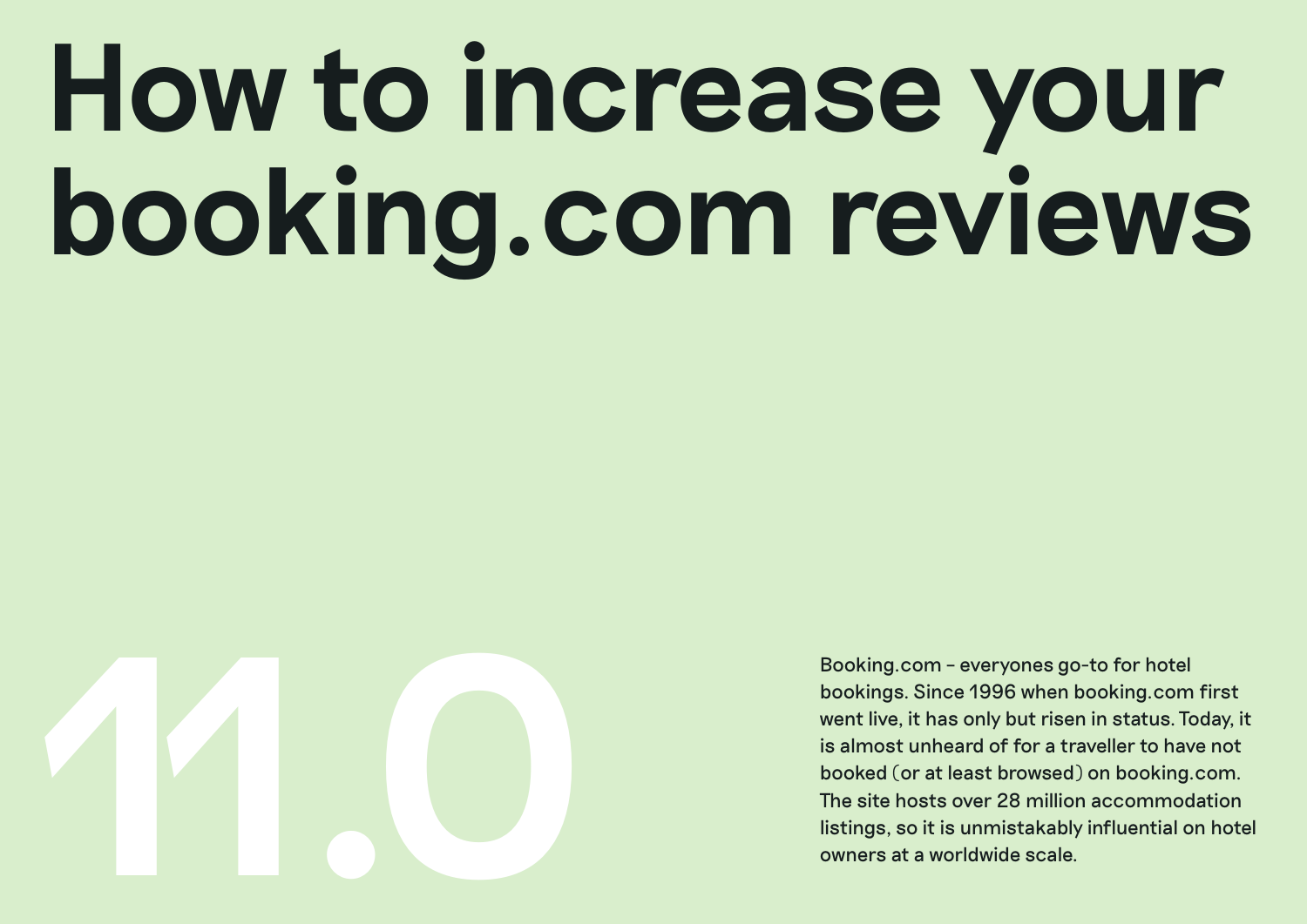# How to increase your booking.com reviews

11.0

Booking.com – everyones go-to for hotel bookings. Since 1996 when booking.com first went live, it has only but risen in status. Today, it is almost unheard of for a traveller to have not booked (or at least browsed) on booking.com. The site hosts over 28 million accommodation listings, so it is unmistakably influential on hotel owners at a worldwide scale.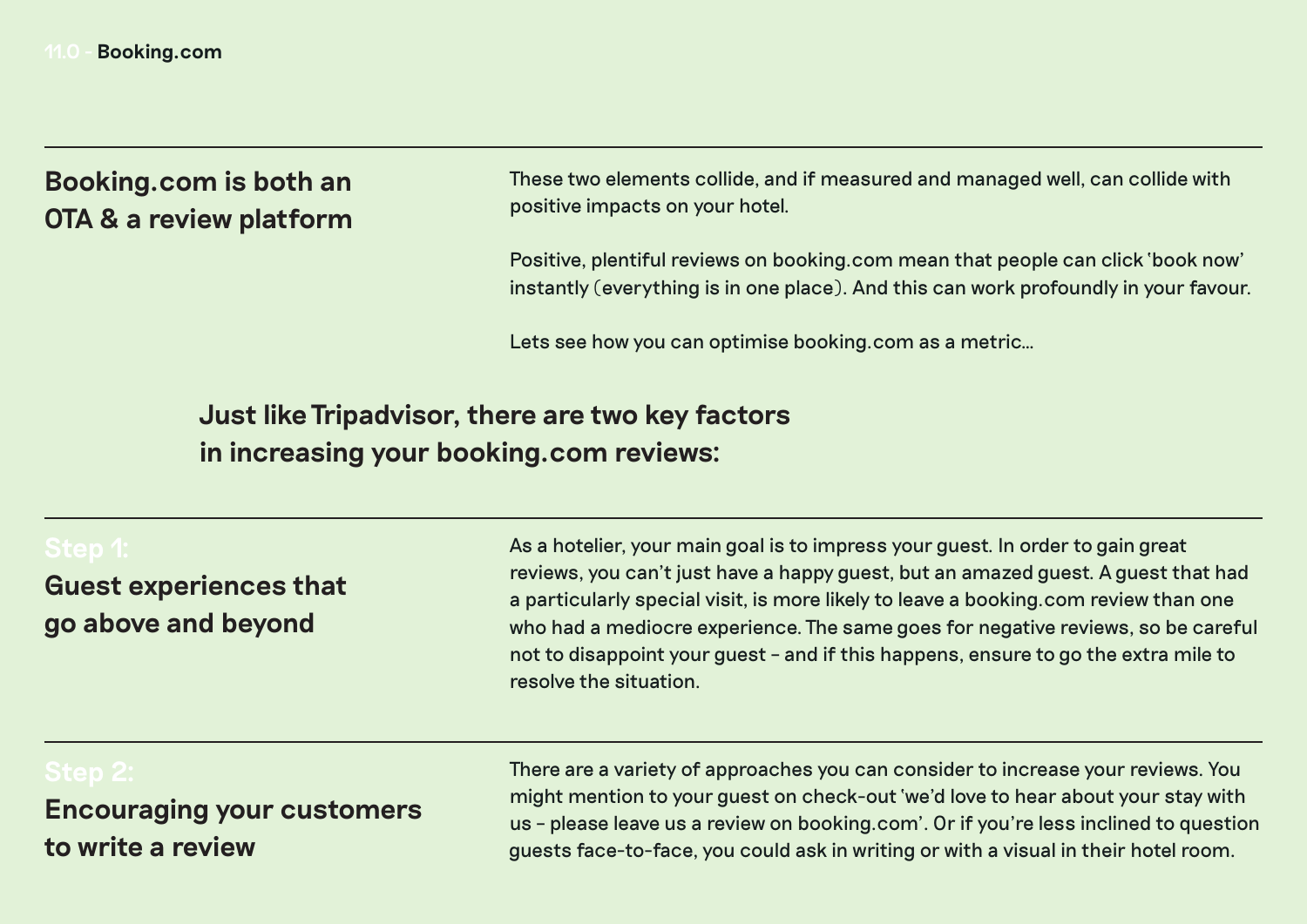11.0 - Booking.com

## Booking.com is both an OTA & a review platform

These two elements collide, and if measured and managed well, can collide with positive impacts on your hotel.

Positive, plentiful reviews on booking.com mean that people can click 'book now' instantly (everything is in one place). And this can work profoundly in your favour.

Lets see how you can optimise booking.com as a metric...

### Just like Tripadvisor, there are two key factors in increasing your booking.com reviews:

## Step 1: Guest experiences that go above and beyond

As a hotelier, your main goal is to impress your guest. In order to gain great reviews, you can't just have a happy guest, but an amazed guest. A guest that had a particularly special visit, is more likely to leave a booking.com review than one who had a mediocre experience. The same goes for negative reviews, so be careful not to disappoint your guest - and if this happens, ensure to go the extra mile to resolve the situation.

## Step 2: Encouraging your customers to write a review

There are a variety of approaches you can consider to increase your reviews. You might mention to your guest on check-out 'we'd love to hear about your stay with us - please leave us a review on booking.com'. Or if you're less inclined to question guests face-to-face, you could ask in writing or with a visual in their hotel room.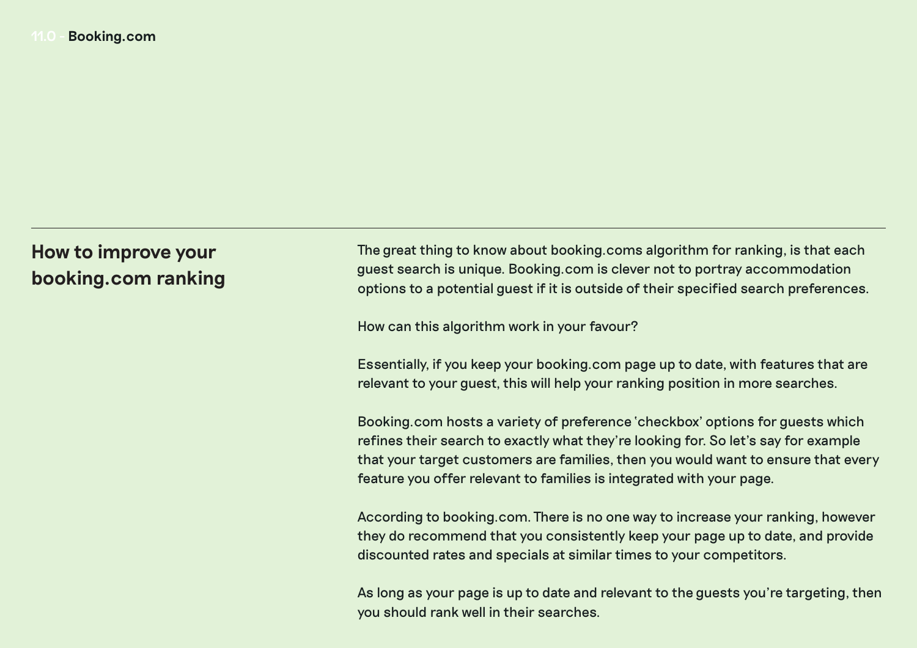## How to improve your booking.com ranking

The great thing to know about booking.coms algorithm for ranking, is that each guest search is unique. Booking.com is clever not to portray accommodation options to a potential guest if it is outside of their specified search preferences.

How can this algorithm work in your favour?

Essentially, if you keep your booking.com page up to date, with features that are relevant to your guest, this will help your ranking position in more searches.

Booking.com hosts a variety of preference 'checkbox' options for guests which refines their search to exactly what they're looking for. So let's say for example that your target customers are families, then you would want to ensure that every feature you offer relevant to families is integrated with your page.

According to booking.com. There is no one way to increase your ranking, however they do recommend that you consistently keep your page up to date, and provide discounted rates and specials at similar times to your competitors.

As long as your page is up to date and relevant to the guests you're targeting, then you should rank well in their searches.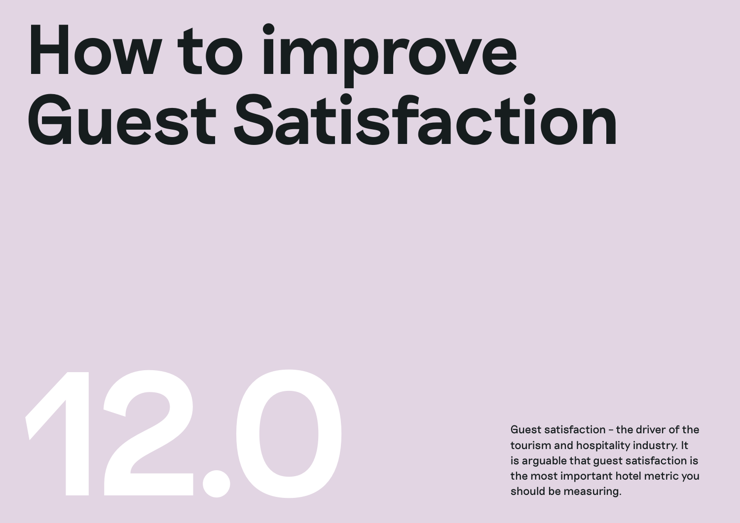# How to improve Guest Satisfaction

12.0

Guest satisfaction – the driver of the tourism and hospitality industry. It is arguable that guest satisfaction is the most important hotel metric you should be measuring.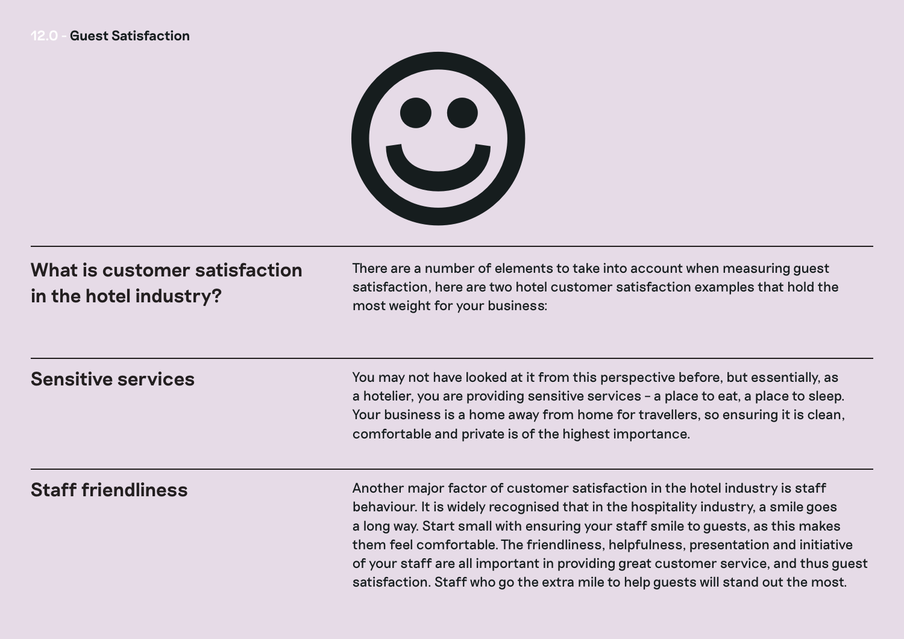## 12.0 - Guest Satisfaction

### What is customer satisfaction in the hotel industry?

There are a number of elements to take into account when measuring guest satisfaction, here are two hotel customer satisfaction examples that hold the most weight for your business:

### Sensitive services

You may not have looked at it from this perspective before, but essentially, as a hotelier, you are providing sensitive services – a place to eat, a place to sleep. Your business is a home away from home for travellers, so ensuring it is clean, comfortable and private is of the highest importance.

### Staff friendliness

Another major factor of customer satisfaction in the hotel industry is staff behaviour. It is widely recognised that in the hospitality industry, a smile goes a long way. Start small with ensuring your staff smile to guests, as this makes them feel comfortable. The friendliness, helpfulness, presentation and initiative of your staff are all important in providing great customer service, and thus guest satisfaction. Staff who go the extra mile to help guests will stand out the most.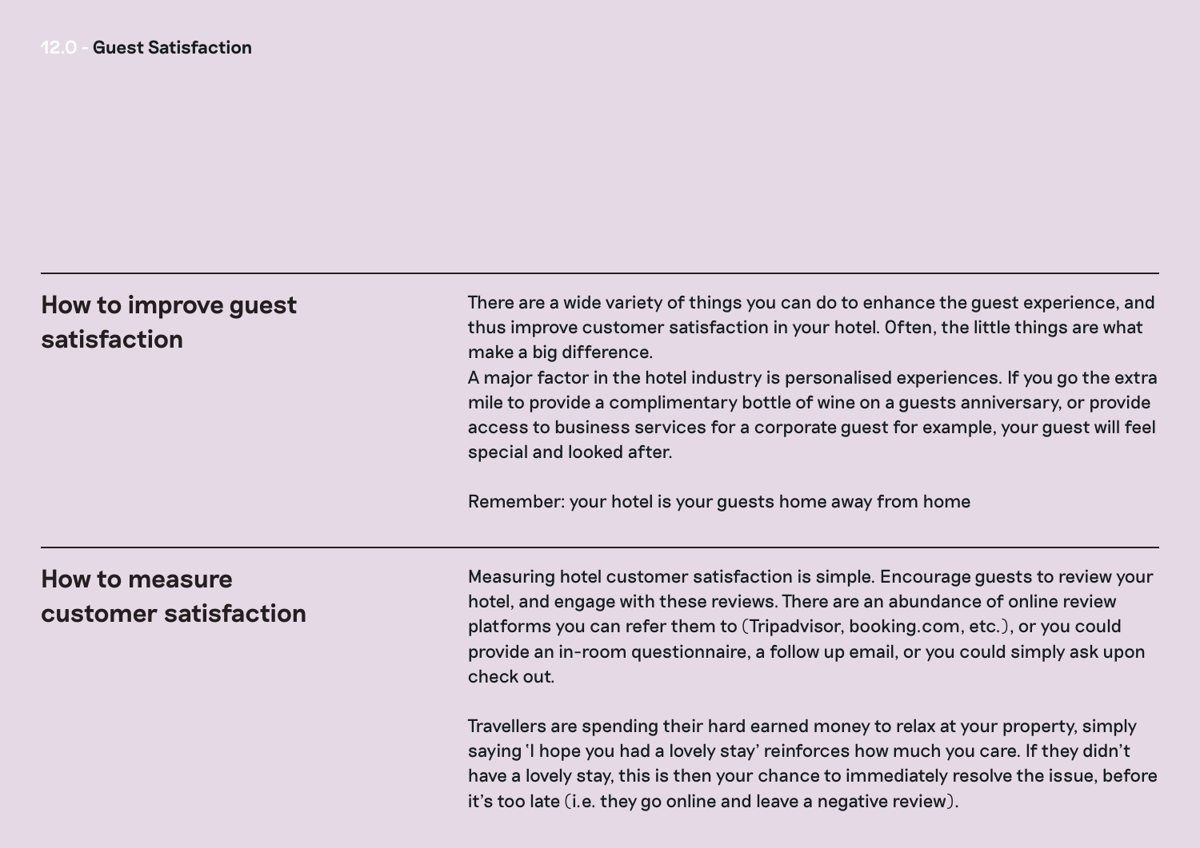## 12.0 - Guest Satisfaction

### How to improve guest satisfaction

There are a wide variety of things you can do to enhance the guest experience, and thus improve customer satisfaction in your hotel. Often, the little things are what make a big difference.
A major factor in the hotel industry is personalised experiences. If you go the extra mile to provide a complimentary bottle of wine on a guests anniversary, or provide access to business services for a corporate guest for example, your guest will feel special and looked after.

Remember: your hotel is your guests home away from home

### How to measure customer satisfaction

Measuring hotel customer satisfaction is simple. Encourage guests to review your hotel, and engage with these reviews. There are an abundance of online review platforms you can refer them to (Tripadvisor, booking.com, etc.), or you could provide an in-room questionnaire, a follow up email, or you could simply ask upon check out.

Travellers are spending their hard earned money to relax at your property, simply saying 'I hope you had a lovely stay' reinforces how much you care. If they didn't have a lovely stay, this is then your chance to immediately resolve the issue, before it's too late (i.e. they go online and leave a negative review).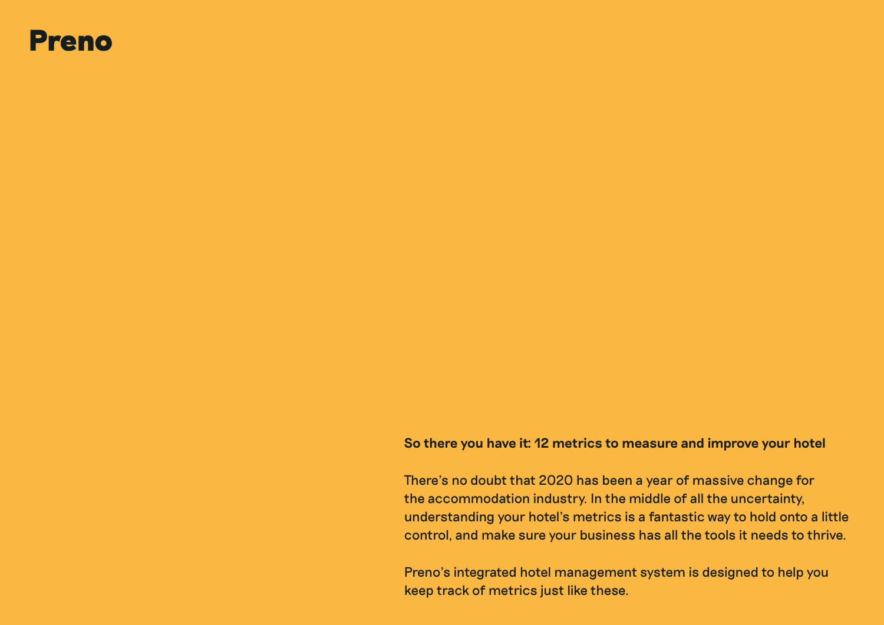Preno

**So there you have it: 12 metrics to measure and improve your hotel**

There's no doubt that 2020 has been a year of massive change for the accommodation industry. In the middle of all the uncertainty, understanding your hotel's metrics is a fantastic way to hold onto a little control, and make sure your business has all the tools it needs to thrive.

Preno's integrated hotel management system is designed to help you keep track of metrics just like these.